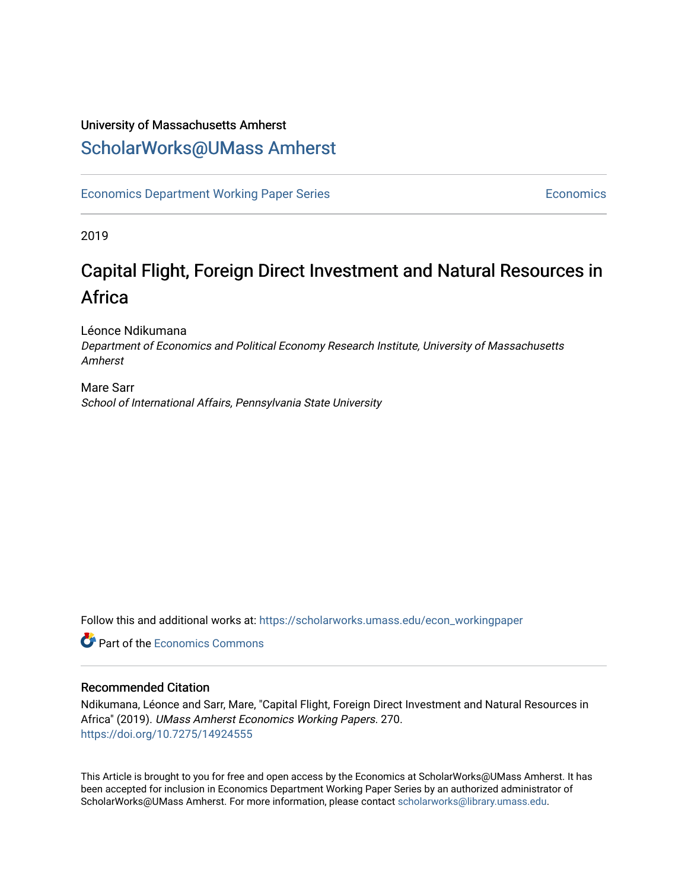University of Massachusetts Amherst

# ScholarWorks@UMass Amherst

Economics Department Working Paper Series | Economics

2019

# Capital Flight, Foreign Direct Investment and Natural Resources in Africa

Léonce Ndikumana
*Department of Economics and Political Economy Research Institute, University of Massachusetts Amherst*

Mare Sarr
*School of International Affairs, Pennsylvania State University*

Follow this and additional works at: https://scholarworks.umass.edu/econ_workingpaper

Part of the Economics Commons

## Recommended Citation

Ndikumana, Léonce and Sarr, Mare, "Capital Flight, Foreign Direct Investment and Natural Resources in Africa" (2019). *UMass Amherst Economics Working Papers*. 270.
https://doi.org/10.7275/14924555

This Article is brought to you for free and open access by the Economics at ScholarWorks@UMass Amherst. It has been accepted for inclusion in Economics Department Working Paper Series by an authorized administrator of ScholarWorks@UMass Amherst. For more information, please contact scholarworks@library.umass.edu.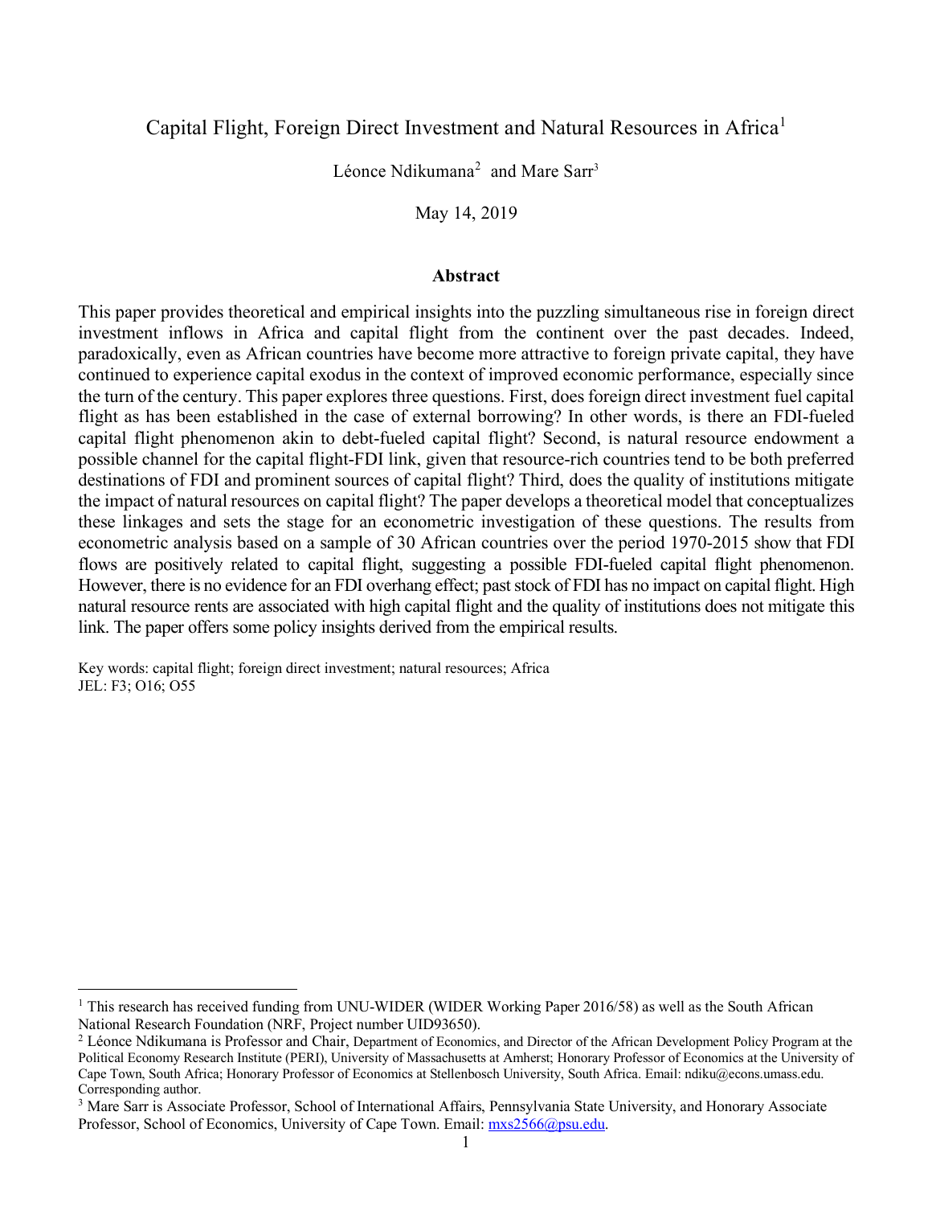# Capital Flight, Foreign Direct Investment and Natural Resources in Africa[1]

Léonce Ndikumana[2] and Mare Sarr[3]

May 14, 2019

**Abstract**

This paper provides theoretical and empirical insights into the puzzling simultaneous rise in foreign direct investment inflows in Africa and capital flight from the continent over the past decades. Indeed, paradoxically, even as African countries have become more attractive to foreign private capital, they have continued to experience capital exodus in the context of improved economic performance, especially since the turn of the century. This paper explores three questions. First, does foreign direct investment fuel capital flight as has been established in the case of external borrowing? In other words, is there an FDI-fueled capital flight phenomenon akin to debt-fueled capital flight? Second, is natural resource endowment a possible channel for the capital flight-FDI link, given that resource-rich countries tend to be both preferred destinations of FDI and prominent sources of capital flight? Third, does the quality of institutions mitigate the impact of natural resources on capital flight? The paper develops a theoretical model that conceptualizes these linkages and sets the stage for an econometric investigation of these questions. The results from econometric analysis based on a sample of 30 African countries over the period 1970-2015 show that FDI flows are positively related to capital flight, suggesting a possible FDI-fueled capital flight phenomenon. However, there is no evidence for an FDI overhang effect; past stock of FDI has no impact on capital flight. High natural resource rents are associated with high capital flight and the quality of institutions does not mitigate this link. The paper offers some policy insights derived from the empirical results.

Key words: capital flight; foreign direct investment; natural resources; Africa
JEL: F3; O16; O55

---

[1] This research has received funding from UNU-WIDER (WIDER Working Paper 2016/58) as well as the South African National Research Foundation (NRF, Project number UID93650).

[2] Léonce Ndikumana is Professor and Chair, Department of Economics, and Director of the African Development Policy Program at the Political Economy Research Institute (PERI), University of Massachusetts at Amherst; Honorary Professor of Economics at the University of Cape Town, South Africa; Honorary Professor of Economics at Stellenbosch University, South Africa. Email: ndiku@econs.umass.edu. Corresponding author.

[3] Mare Sarr is Associate Professor, School of International Affairs, Pennsylvania State University, and Honorary Associate Professor, School of Economics, University of Cape Town. Email: mxs2566@psu.edu.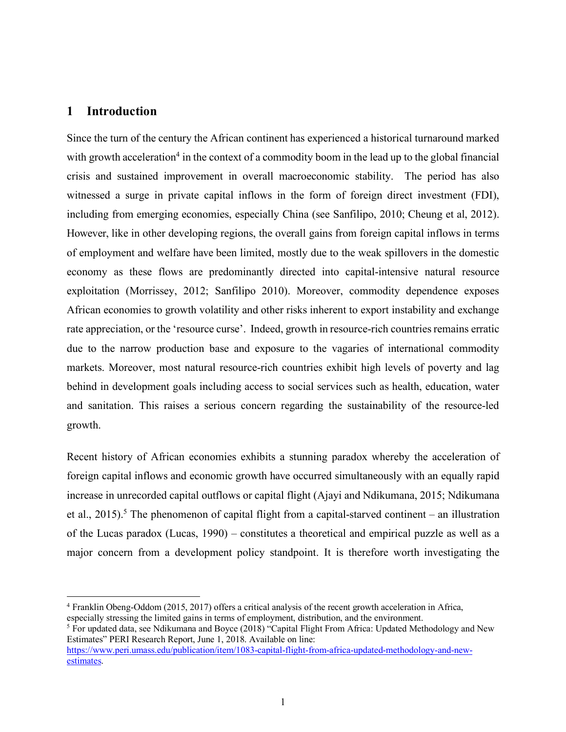## 1 Introduction

Since the turn of the century the African continent has experienced a historical turnaround marked with growth acceleration[4] in the context of a commodity boom in the lead up to the global financial crisis and sustained improvement in overall macroeconomic stability. The period has also witnessed a surge in private capital inflows in the form of foreign direct investment (FDI), including from emerging economies, especially China (see Sanfilipo, 2010; Cheung et al, 2012). However, like in other developing regions, the overall gains from foreign capital inflows in terms of employment and welfare have been limited, mostly due to the weak spillovers in the domestic economy as these flows are predominantly directed into capital-intensive natural resource exploitation (Morrissey, 2012; Sanfilipo 2010). Moreover, commodity dependence exposes African economies to growth volatility and other risks inherent to export instability and exchange rate appreciation, or the 'resource curse'. Indeed, growth in resource-rich countries remains erratic due to the narrow production base and exposure to the vagaries of international commodity markets. Moreover, most natural resource-rich countries exhibit high levels of poverty and lag behind in development goals including access to social services such as health, education, water and sanitation. This raises a serious concern regarding the sustainability of the resource-led growth.

Recent history of African economies exhibits a stunning paradox whereby the acceleration of foreign capital inflows and economic growth have occurred simultaneously with an equally rapid increase in unrecorded capital outflows or capital flight (Ajayi and Ndikumana, 2015; Ndikumana et al., 2015).[5] The phenomenon of capital flight from a capital-starved continent – an illustration of the Lucas paradox (Lucas, 1990) – constitutes a theoretical and empirical puzzle as well as a major concern from a development policy standpoint. It is therefore worth investigating the

---

[4] Franklin Obeng-Oddom (2015, 2017) offers a critical analysis of the recent growth acceleration in Africa, especially stressing the limited gains in terms of employment, distribution, and the environment.

[5] For updated data, see Ndikumana and Boyce (2018) "Capital Flight From Africa: Updated Methodology and New Estimates" PERI Research Report, June 1, 2018. Available on line: https://www.peri.umass.edu/publication/item/1083-capital-flight-from-africa-updated-methodology-and-new-estimates.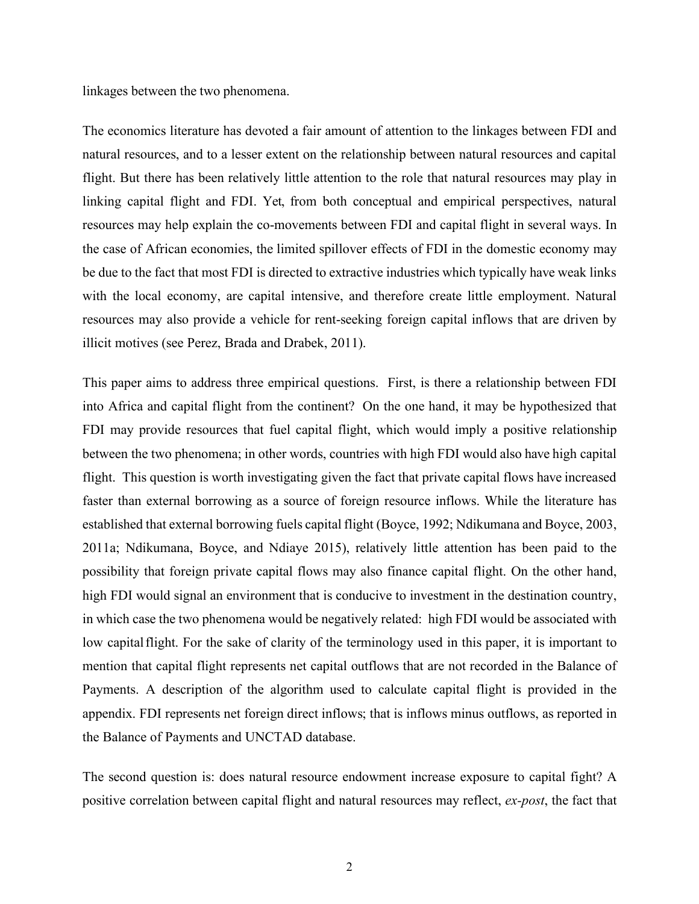linkages between the two phenomena.

The economics literature has devoted a fair amount of attention to the linkages between FDI and natural resources, and to a lesser extent on the relationship between natural resources and capital flight. But there has been relatively little attention to the role that natural resources may play in linking capital flight and FDI. Yet, from both conceptual and empirical perspectives, natural resources may help explain the co-movements between FDI and capital flight in several ways. In the case of African economies, the limited spillover effects of FDI in the domestic economy may be due to the fact that most FDI is directed to extractive industries which typically have weak links with the local economy, are capital intensive, and therefore create little employment. Natural resources may also provide a vehicle for rent-seeking foreign capital inflows that are driven by illicit motives (see Perez, Brada and Drabek, 2011).

This paper aims to address three empirical questions. First, is there a relationship between FDI into Africa and capital flight from the continent? On the one hand, it may be hypothesized that FDI may provide resources that fuel capital flight, which would imply a positive relationship between the two phenomena; in other words, countries with high FDI would also have high capital flight. This question is worth investigating given the fact that private capital flows have increased faster than external borrowing as a source of foreign resource inflows. While the literature has established that external borrowing fuels capital flight (Boyce, 1992; Ndikumana and Boyce, 2003, 2011a; Ndikumana, Boyce, and Ndiaye 2015), relatively little attention has been paid to the possibility that foreign private capital flows may also finance capital flight. On the other hand, high FDI would signal an environment that is conducive to investment in the destination country, in which case the two phenomena would be negatively related: high FDI would be associated with low capital flight. For the sake of clarity of the terminology used in this paper, it is important to mention that capital flight represents net capital outflows that are not recorded in the Balance of Payments. A description of the algorithm used to calculate capital flight is provided in the appendix. FDI represents net foreign direct inflows; that is inflows minus outflows, as reported in the Balance of Payments and UNCTAD database.

The second question is: does natural resource endowment increase exposure to capital fight? A positive correlation between capital flight and natural resources may reflect, *ex-post*, the fact that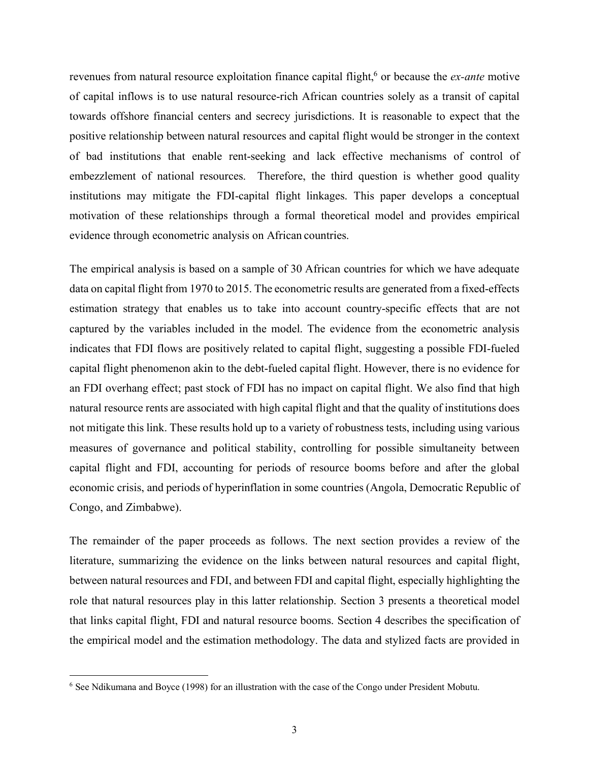revenues from natural resource exploitation finance capital flight,[6] or because the *ex-ante* motive of capital inflows is to use natural resource-rich African countries solely as a transit of capital towards offshore financial centers and secrecy jurisdictions. It is reasonable to expect that the positive relationship between natural resources and capital flight would be stronger in the context of bad institutions that enable rent-seeking and lack effective mechanisms of control of embezzlement of national resources. Therefore, the third question is whether good quality institutions may mitigate the FDI-capital flight linkages. This paper develops a conceptual motivation of these relationships through a formal theoretical model and provides empirical evidence through econometric analysis on African countries.

The empirical analysis is based on a sample of 30 African countries for which we have adequate data on capital flight from 1970 to 2015. The econometric results are generated from a fixed-effects estimation strategy that enables us to take into account country-specific effects that are not captured by the variables included in the model. The evidence from the econometric analysis indicates that FDI flows are positively related to capital flight, suggesting a possible FDI-fueled capital flight phenomenon akin to the debt-fueled capital flight. However, there is no evidence for an FDI overhang effect; past stock of FDI has no impact on capital flight. We also find that high natural resource rents are associated with high capital flight and that the quality of institutions does not mitigate this link. These results hold up to a variety of robustness tests, including using various measures of governance and political stability, controlling for possible simultaneity between capital flight and FDI, accounting for periods of resource booms before and after the global economic crisis, and periods of hyperinflation in some countries (Angola, Democratic Republic of Congo, and Zimbabwe).

The remainder of the paper proceeds as follows. The next section provides a review of the literature, summarizing the evidence on the links between natural resources and capital flight, between natural resources and FDI, and between FDI and capital flight, especially highlighting the role that natural resources play in this latter relationship. Section 3 presents a theoretical model that links capital flight, FDI and natural resource booms. Section 4 describes the specification of the empirical model and the estimation methodology. The data and stylized facts are provided in

[6] See Ndikumana and Boyce (1998) for an illustration with the case of the Congo under President Mobutu.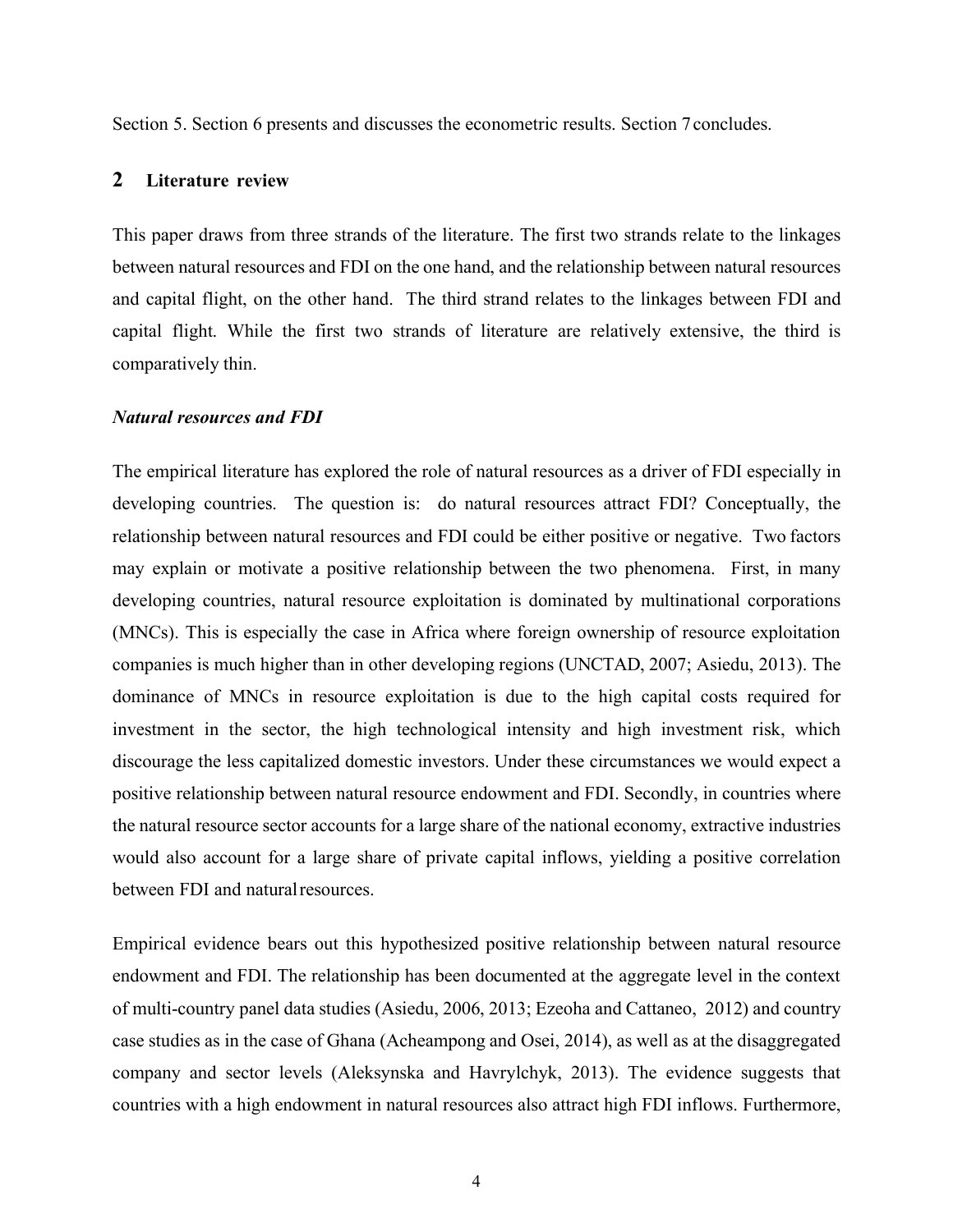Section 5. Section 6 presents and discusses the econometric results. Section 7 concludes.

## 2 Literature review

This paper draws from three strands of the literature. The first two strands relate to the linkages between natural resources and FDI on the one hand, and the relationship between natural resources and capital flight, on the other hand. The third strand relates to the linkages between FDI and capital flight. While the first two strands of literature are relatively extensive, the third is comparatively thin.

### *Natural resources and FDI*

The empirical literature has explored the role of natural resources as a driver of FDI especially in developing countries. The question is: do natural resources attract FDI? Conceptually, the relationship between natural resources and FDI could be either positive or negative. Two factors may explain or motivate a positive relationship between the two phenomena. First, in many developing countries, natural resource exploitation is dominated by multinational corporations (MNCs). This is especially the case in Africa where foreign ownership of resource exploitation companies is much higher than in other developing regions (UNCTAD, 2007; Asiedu, 2013). The dominance of MNCs in resource exploitation is due to the high capital costs required for investment in the sector, the high technological intensity and high investment risk, which discourage the less capitalized domestic investors. Under these circumstances we would expect a positive relationship between natural resource endowment and FDI. Secondly, in countries where the natural resource sector accounts for a large share of the national economy, extractive industries would also account for a large share of private capital inflows, yielding a positive correlation between FDI and natural resources.

Empirical evidence bears out this hypothesized positive relationship between natural resource endowment and FDI. The relationship has been documented at the aggregate level in the context of multi-country panel data studies (Asiedu, 2006, 2013; Ezeoha and Cattaneo, 2012) and country case studies as in the case of Ghana (Acheampong and Osei, 2014), as well as at the disaggregated company and sector levels (Aleksynska and Havrylchyk, 2013). The evidence suggests that countries with a high endowment in natural resources also attract high FDI inflows. Furthermore,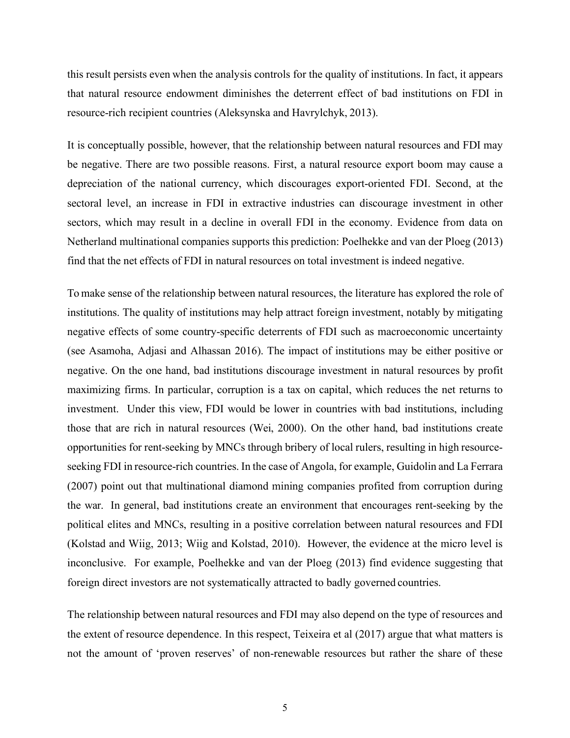this result persists even when the analysis controls for the quality of institutions. In fact, it appears that natural resource endowment diminishes the deterrent effect of bad institutions on FDI in resource-rich recipient countries (Aleksynska and Havrylchyk, 2013).

It is conceptually possible, however, that the relationship between natural resources and FDI may be negative. There are two possible reasons. First, a natural resource export boom may cause a depreciation of the national currency, which discourages export-oriented FDI. Second, at the sectoral level, an increase in FDI in extractive industries can discourage investment in other sectors, which may result in a decline in overall FDI in the economy. Evidence from data on Netherland multinational companies supports this prediction: Poelhekke and van der Ploeg (2013) find that the net effects of FDI in natural resources on total investment is indeed negative.

To make sense of the relationship between natural resources, the literature has explored the role of institutions. The quality of institutions may help attract foreign investment, notably by mitigating negative effects of some country-specific deterrents of FDI such as macroeconomic uncertainty (see Asamoha, Adjasi and Alhassan 2016). The impact of institutions may be either positive or negative. On the one hand, bad institutions discourage investment in natural resources by profit maximizing firms. In particular, corruption is a tax on capital, which reduces the net returns to investment. Under this view, FDI would be lower in countries with bad institutions, including those that are rich in natural resources (Wei, 2000). On the other hand, bad institutions create opportunities for rent-seeking by MNCs through bribery of local rulers, resulting in high resource-seeking FDI in resource-rich countries. In the case of Angola, for example, Guidolin and La Ferrara (2007) point out that multinational diamond mining companies profited from corruption during the war. In general, bad institutions create an environment that encourages rent-seeking by the political elites and MNCs, resulting in a positive correlation between natural resources and FDI (Kolstad and Wiig, 2013; Wiig and Kolstad, 2010). However, the evidence at the micro level is inconclusive. For example, Poelhekke and van der Ploeg (2013) find evidence suggesting that foreign direct investors are not systematically attracted to badly governed countries.

The relationship between natural resources and FDI may also depend on the type of resources and the extent of resource dependence. In this respect, Teixeira et al (2017) argue that what matters is not the amount of 'proven reserves' of non-renewable resources but rather the share of these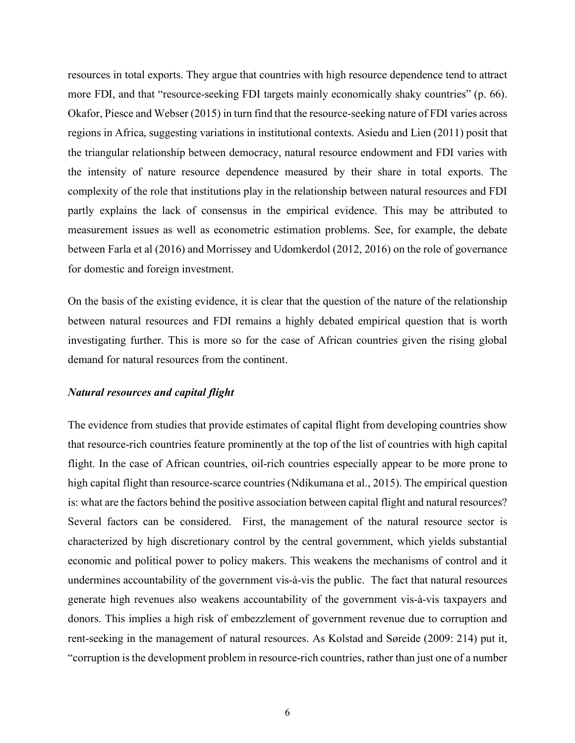resources in total exports. They argue that countries with high resource dependence tend to attract more FDI, and that "resource-seeking FDI targets mainly economically shaky countries" (p. 66). Okafor, Piesce and Webser (2015) in turn find that the resource-seeking nature of FDI varies across regions in Africa, suggesting variations in institutional contexts. Asiedu and Lien (2011) posit that the triangular relationship between democracy, natural resource endowment and FDI varies with the intensity of nature resource dependence measured by their share in total exports. The complexity of the role that institutions play in the relationship between natural resources and FDI partly explains the lack of consensus in the empirical evidence. This may be attributed to measurement issues as well as econometric estimation problems. See, for example, the debate between Farla et al (2016) and Morrissey and Udomkerdol (2012, 2016) on the role of governance for domestic and foreign investment.

On the basis of the existing evidence, it is clear that the question of the nature of the relationship between natural resources and FDI remains a highly debated empirical question that is worth investigating further. This is more so for the case of African countries given the rising global demand for natural resources from the continent.

***Natural resources and capital flight***

The evidence from studies that provide estimates of capital flight from developing countries show that resource-rich countries feature prominently at the top of the list of countries with high capital flight. In the case of African countries, oil-rich countries especially appear to be more prone to high capital flight than resource-scarce countries (Ndikumana et al., 2015). The empirical question is: what are the factors behind the positive association between capital flight and natural resources? Several factors can be considered. First, the management of the natural resource sector is characterized by high discretionary control by the central government, which yields substantial economic and political power to policy makers. This weakens the mechanisms of control and it undermines accountability of the government vis-à-vis the public. The fact that natural resources generate high revenues also weakens accountability of the government vis-à-vis taxpayers and donors. This implies a high risk of embezzlement of government revenue due to corruption and rent-seeking in the management of natural resources. As Kolstad and Søreide (2009: 214) put it, "corruption is the development problem in resource-rich countries, rather than just one of a number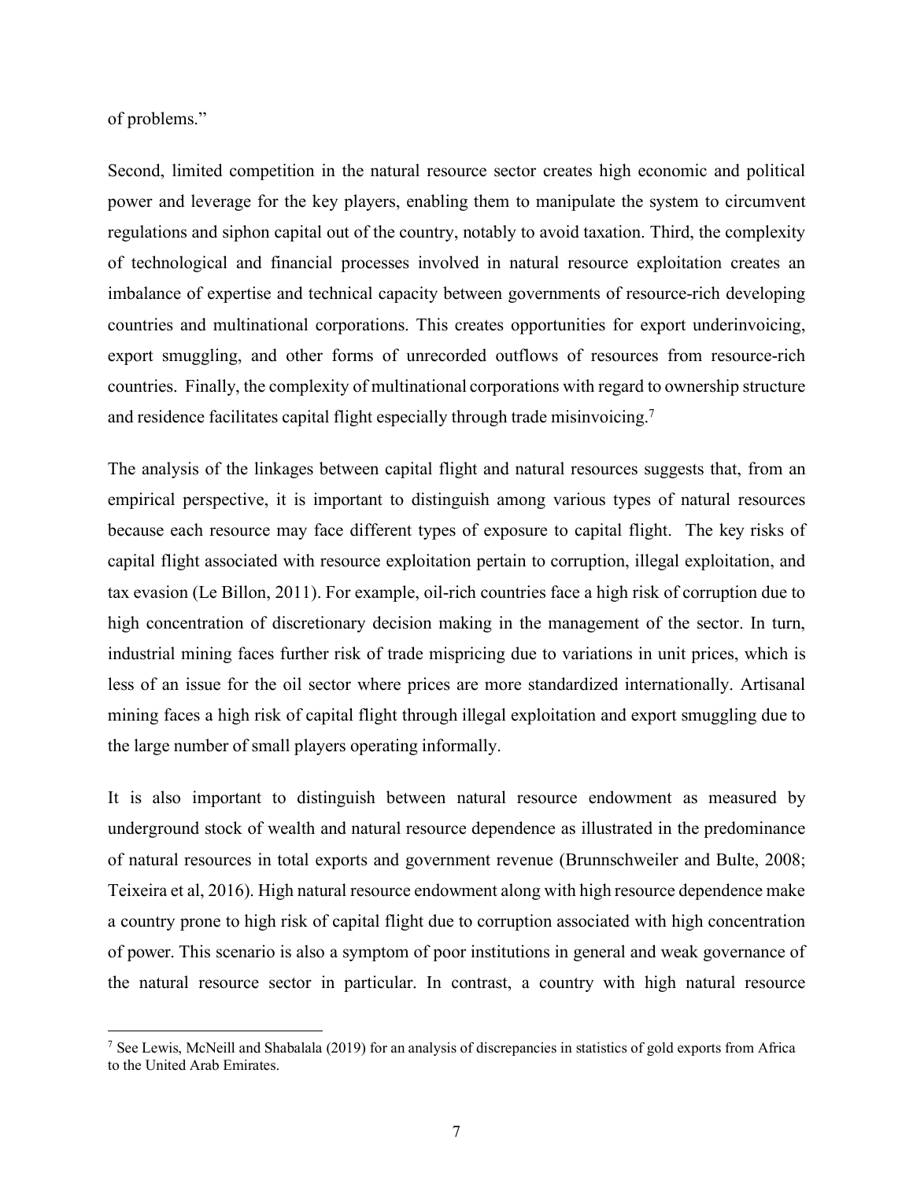of problems."

Second, limited competition in the natural resource sector creates high economic and political power and leverage for the key players, enabling them to manipulate the system to circumvent regulations and siphon capital out of the country, notably to avoid taxation. Third, the complexity of technological and financial processes involved in natural resource exploitation creates an imbalance of expertise and technical capacity between governments of resource-rich developing countries and multinational corporations. This creates opportunities for export underinvoicing, export smuggling, and other forms of unrecorded outflows of resources from resource-rich countries. Finally, the complexity of multinational corporations with regard to ownership structure and residence facilitates capital flight especially through trade misinvoicing.[7]

The analysis of the linkages between capital flight and natural resources suggests that, from an empirical perspective, it is important to distinguish among various types of natural resources because each resource may face different types of exposure to capital flight. The key risks of capital flight associated with resource exploitation pertain to corruption, illegal exploitation, and tax evasion (Le Billon, 2011). For example, oil-rich countries face a high risk of corruption due to high concentration of discretionary decision making in the management of the sector. In turn, industrial mining faces further risk of trade mispricing due to variations in unit prices, which is less of an issue for the oil sector where prices are more standardized internationally. Artisanal mining faces a high risk of capital flight through illegal exploitation and export smuggling due to the large number of small players operating informally.

It is also important to distinguish between natural resource endowment as measured by underground stock of wealth and natural resource dependence as illustrated in the predominance of natural resources in total exports and government revenue (Brunnschweiler and Bulte, 2008; Teixeira et al, 2016). High natural resource endowment along with high resource dependence make a country prone to high risk of capital flight due to corruption associated with high concentration of power. This scenario is also a symptom of poor institutions in general and weak governance of the natural resource sector in particular. In contrast, a country with high natural resource

[7] See Lewis, McNeill and Shabalala (2019) for an analysis of discrepancies in statistics of gold exports from Africa to the United Arab Emirates.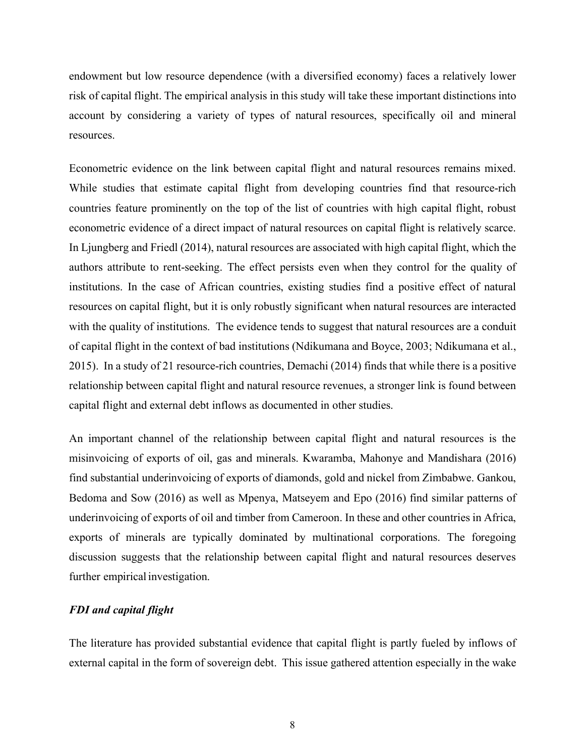endowment but low resource dependence (with a diversified economy) faces a relatively lower risk of capital flight. The empirical analysis in this study will take these important distinctions into account by considering a variety of types of natural resources, specifically oil and mineral resources.

Econometric evidence on the link between capital flight and natural resources remains mixed. While studies that estimate capital flight from developing countries find that resource-rich countries feature prominently on the top of the list of countries with high capital flight, robust econometric evidence of a direct impact of natural resources on capital flight is relatively scarce. In Ljungberg and Friedl (2014), natural resources are associated with high capital flight, which the authors attribute to rent-seeking. The effect persists even when they control for the quality of institutions. In the case of African countries, existing studies find a positive effect of natural resources on capital flight, but it is only robustly significant when natural resources are interacted with the quality of institutions. The evidence tends to suggest that natural resources are a conduit of capital flight in the context of bad institutions (Ndikumana and Boyce, 2003; Ndikumana et al., 2015). In a study of 21 resource-rich countries, Demachi (2014) finds that while there is a positive relationship between capital flight and natural resource revenues, a stronger link is found between capital flight and external debt inflows as documented in other studies.

An important channel of the relationship between capital flight and natural resources is the misinvoicing of exports of oil, gas and minerals. Kwaramba, Mahonye and Mandishara (2016) find substantial underinvoicing of exports of diamonds, gold and nickel from Zimbabwe. Gankou, Bedoma and Sow (2016) as well as Mpenya, Matseyem and Epo (2016) find similar patterns of underinvoicing of exports of oil and timber from Cameroon. In these and other countries in Africa, exports of minerals are typically dominated by multinational corporations. The foregoing discussion suggests that the relationship between capital flight and natural resources deserves further empirical investigation.

### *FDI and capital flight*

The literature has provided substantial evidence that capital flight is partly fueled by inflows of external capital in the form of sovereign debt. This issue gathered attention especially in the wake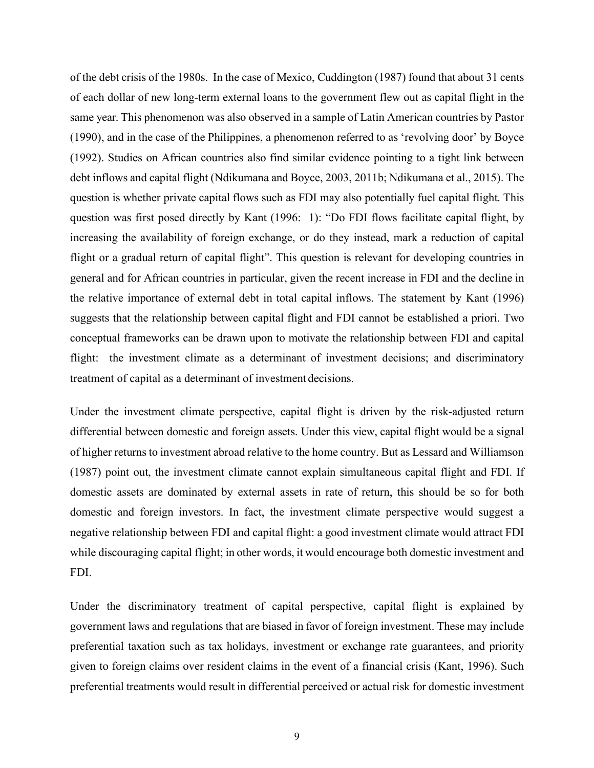of the debt crisis of the 1980s. In the case of Mexico, Cuddington (1987) found that about 31 cents of each dollar of new long-term external loans to the government flew out as capital flight in the same year. This phenomenon was also observed in a sample of Latin American countries by Pastor (1990), and in the case of the Philippines, a phenomenon referred to as 'revolving door' by Boyce (1992). Studies on African countries also find similar evidence pointing to a tight link between debt inflows and capital flight (Ndikumana and Boyce, 2003, 2011b; Ndikumana et al., 2015). The question is whether private capital flows such as FDI may also potentially fuel capital flight. This question was first posed directly by Kant (1996: 1): "Do FDI flows facilitate capital flight, by increasing the availability of foreign exchange, or do they instead, mark a reduction of capital flight or a gradual return of capital flight". This question is relevant for developing countries in general and for African countries in particular, given the recent increase in FDI and the decline in the relative importance of external debt in total capital inflows. The statement by Kant (1996) suggests that the relationship between capital flight and FDI cannot be established a priori. Two conceptual frameworks can be drawn upon to motivate the relationship between FDI and capital flight: the investment climate as a determinant of investment decisions; and discriminatory treatment of capital as a determinant of investment decisions.

Under the investment climate perspective, capital flight is driven by the risk-adjusted return differential between domestic and foreign assets. Under this view, capital flight would be a signal of higher returns to investment abroad relative to the home country. But as Lessard and Williamson (1987) point out, the investment climate cannot explain simultaneous capital flight and FDI. If domestic assets are dominated by external assets in rate of return, this should be so for both domestic and foreign investors. In fact, the investment climate perspective would suggest a negative relationship between FDI and capital flight: a good investment climate would attract FDI while discouraging capital flight; in other words, it would encourage both domestic investment and FDI.

Under the discriminatory treatment of capital perspective, capital flight is explained by government laws and regulations that are biased in favor of foreign investment. These may include preferential taxation such as tax holidays, investment or exchange rate guarantees, and priority given to foreign claims over resident claims in the event of a financial crisis (Kant, 1996). Such preferential treatments would result in differential perceived or actual risk for domestic investment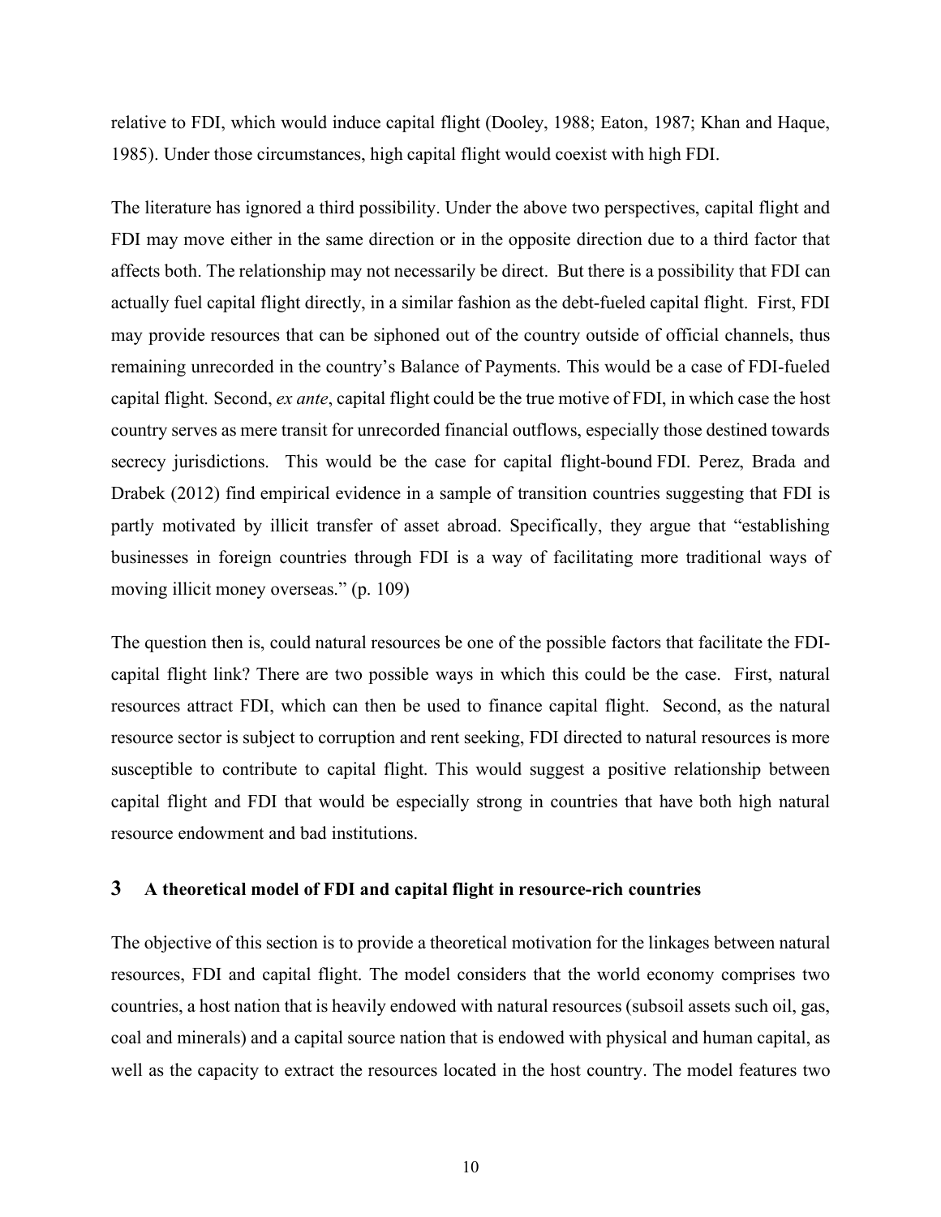relative to FDI, which would induce capital flight (Dooley, 1988; Eaton, 1987; Khan and Haque, 1985). Under those circumstances, high capital flight would coexist with high FDI.

The literature has ignored a third possibility. Under the above two perspectives, capital flight and FDI may move either in the same direction or in the opposite direction due to a third factor that affects both. The relationship may not necessarily be direct. But there is a possibility that FDI can actually fuel capital flight directly, in a similar fashion as the debt-fueled capital flight. First, FDI may provide resources that can be siphoned out of the country outside of official channels, thus remaining unrecorded in the country's Balance of Payments. This would be a case of FDI-fueled capital flight. Second, *ex ante*, capital flight could be the true motive of FDI, in which case the host country serves as mere transit for unrecorded financial outflows, especially those destined towards secrecy jurisdictions. This would be the case for capital flight-bound FDI. Perez, Brada and Drabek (2012) find empirical evidence in a sample of transition countries suggesting that FDI is partly motivated by illicit transfer of asset abroad. Specifically, they argue that "establishing businesses in foreign countries through FDI is a way of facilitating more traditional ways of moving illicit money overseas." (p. 109)

The question then is, could natural resources be one of the possible factors that facilitate the FDI-capital flight link? There are two possible ways in which this could be the case. First, natural resources attract FDI, which can then be used to finance capital flight. Second, as the natural resource sector is subject to corruption and rent seeking, FDI directed to natural resources is more susceptible to contribute to capital flight. This would suggest a positive relationship between capital flight and FDI that would be especially strong in countries that have both high natural resource endowment and bad institutions.

## 3 A theoretical model of FDI and capital flight in resource-rich countries

The objective of this section is to provide a theoretical motivation for the linkages between natural resources, FDI and capital flight. The model considers that the world economy comprises two countries, a host nation that is heavily endowed with natural resources (subsoil assets such oil, gas, coal and minerals) and a capital source nation that is endowed with physical and human capital, as well as the capacity to extract the resources located in the host country. The model features two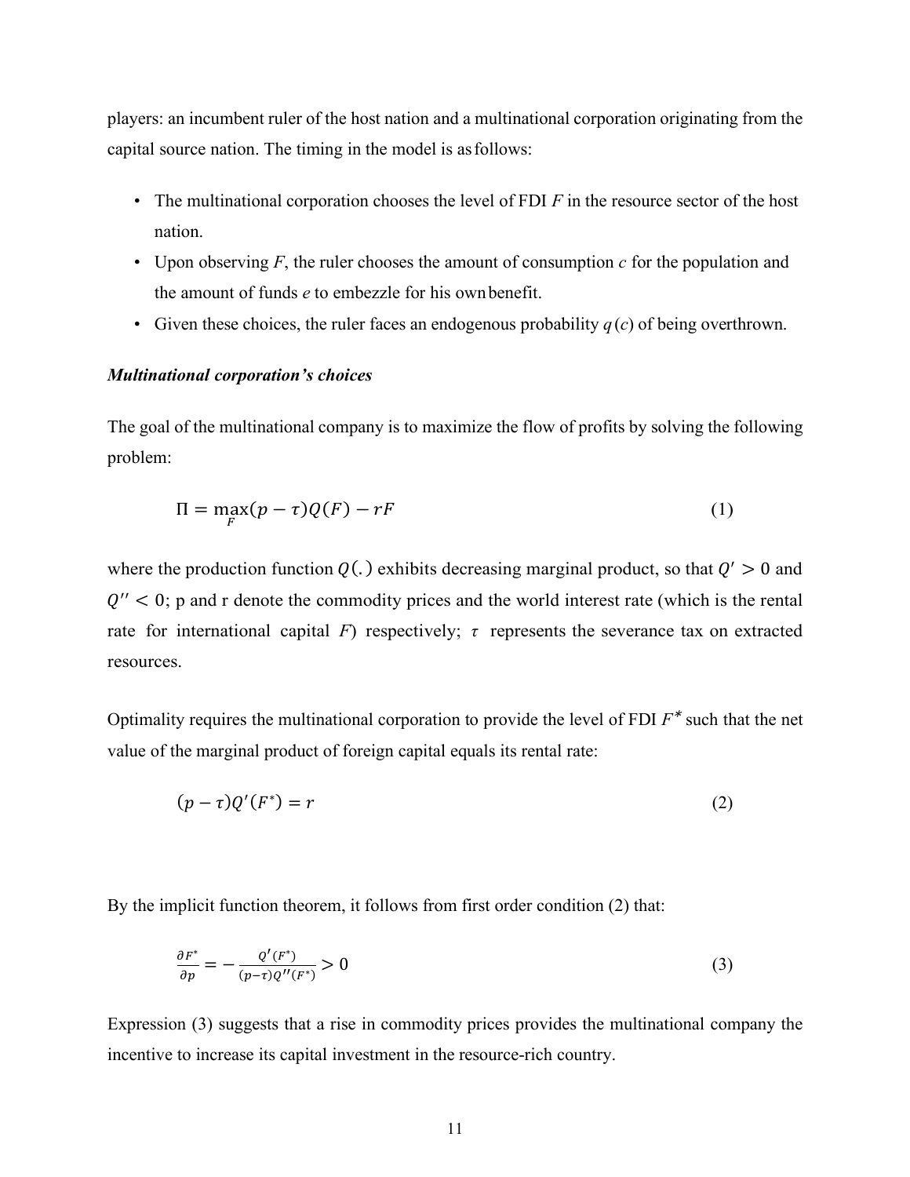players: an incumbent ruler of the host nation and a multinational corporation originating from the capital source nation. The timing in the model is as follows:

- The multinational corporation chooses the level of FDI $F$ in the resource sector of the host nation.
- Upon observing $F$, the ruler chooses the amount of consumption $c$ for the population and the amount of funds $e$ to embezzle for his own benefit.
- Given these choices, the ruler faces an endogenous probability $q(c)$ of being overthrown.

***Multinational corporation's choices***

The goal of the multinational company is to maximize the flow of profits by solving the following problem:

$$\Pi = \max_{F}(p - \tau)Q(F) - rF \tag{1}$$

where the production function $Q(.)$ exhibits decreasing marginal product, so that $Q' > 0$ and $Q'' < 0$; p and r denote the commodity prices and the world interest rate (which is the rental rate for international capital $F$) respectively; $\tau$ represents the severance tax on extracted resources.

Optimality requires the multinational corporation to provide the level of FDI $F^*$ such that the net value of the marginal product of foreign capital equals its rental rate:

$$(p - \tau)Q'(F^*) = r \tag{2}$$

By the implicit function theorem, it follows from first order condition (2) that:

$$\frac{\partial F^*}{\partial p} = -\frac{Q'(F^*)}{(p-\tau)Q''(F^*)} > 0 \tag{3}$$

Expression (3) suggests that a rise in commodity prices provides the multinational company the incentive to increase its capital investment in the resource-rich country.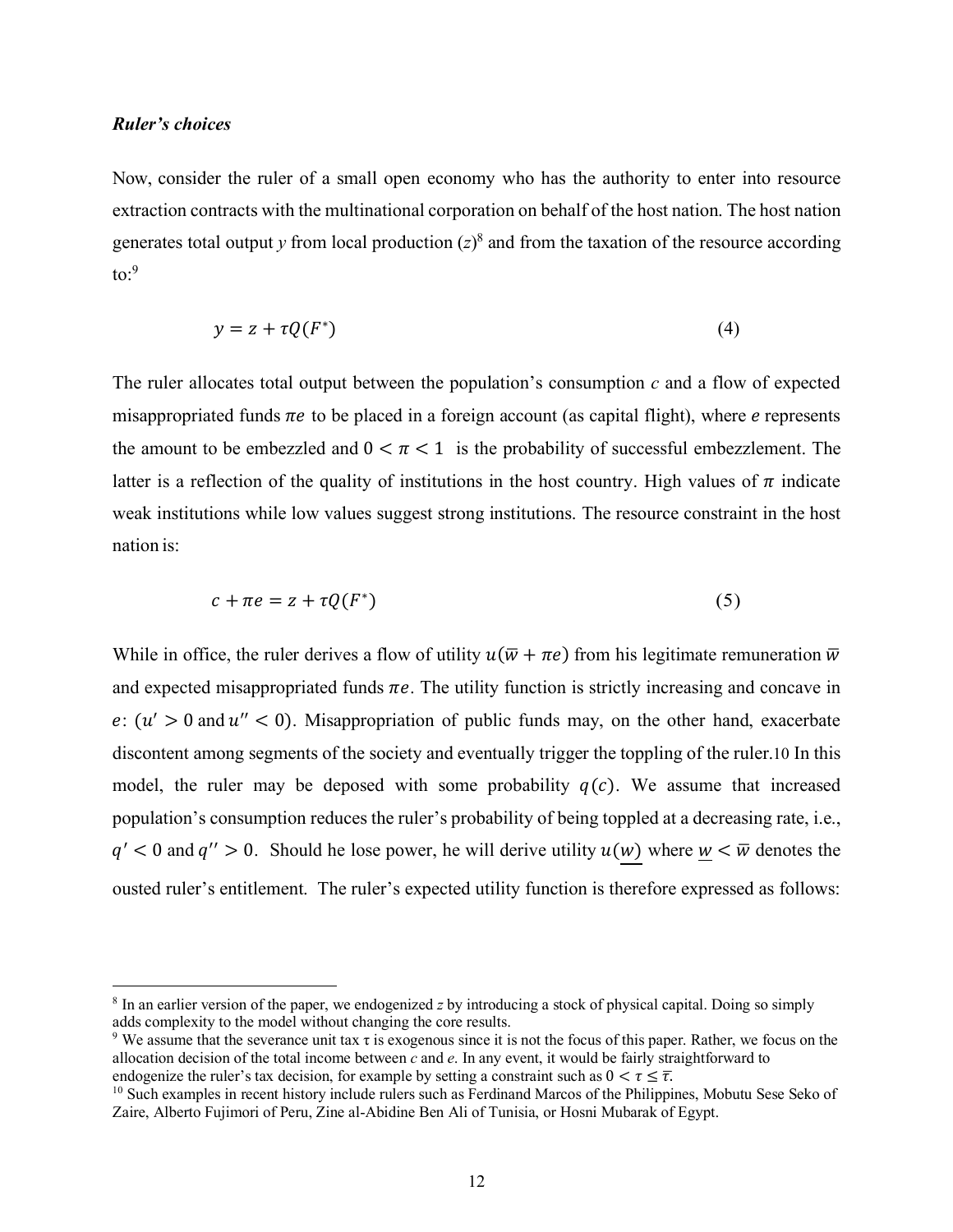***Ruler's choices***

Now, consider the ruler of a small open economy who has the authority to enter into resource extraction contracts with the multinational corporation on behalf of the host nation. The host nation generates total output *y* from local production (*z*)[8] and from the taxation of the resource according to:[9]

$$y = z + \tau Q(F^{*}) \tag{4}$$

The ruler allocates total output between the population's consumption *c* and a flow of expected misappropriated funds $\pi e$ to be placed in a foreign account (as capital flight), where $e$ represents the amount to be embezzled and $0 < \pi < 1$ is the probability of successful embezzlement. The latter is a reflection of the quality of institutions in the host country. High values of $\pi$ indicate weak institutions while low values suggest strong institutions. The resource constraint in the host nation is:

$$c + \pi e = z + \tau Q(F^{*}) \tag{5}$$

While in office, the ruler derives a flow of utility $u(\overline{w} + \pi e)$ from his legitimate remuneration $\overline{w}$ and expected misappropriated funds $\pi e$. The utility function is strictly increasing and concave in $e$: ($u' > 0$ and $u'' < 0$). Misappropriation of public funds may, on the other hand, exacerbate discontent among segments of the society and eventually trigger the toppling of the ruler.[10] In this model, the ruler may be deposed with some probability $q(c)$. We assume that increased population's consumption reduces the ruler's probability of being toppled at a decreasing rate, i.e., $q' < 0$ and $q'' > 0$. Should he lose power, he will derive utility $u(\underline{w})$ where $\underline{w} < \overline{w}$ denotes the ousted ruler's entitlement. The ruler's expected utility function is therefore expressed as follows:

---

[8] In an earlier version of the paper, we endogenized *z* by introducing a stock of physical capital. Doing so simply adds complexity to the model without changing the core results.

[9] We assume that the severance unit tax $\tau$ is exogenous since it is not the focus of this paper. Rather, we focus on the allocation decision of the total income between *c* and *e*. In any event, it would be fairly straightforward to endogenize the ruler's tax decision, for example by setting a constraint such as $0 < \tau \leq \overline{\tau}$.

[10] Such examples in recent history include rulers such as Ferdinand Marcos of the Philippines, Mobutu Sese Seko of Zaire, Alberto Fujimori of Peru, Zine al-Abidine Ben Ali of Tunisia, or Hosni Mubarak of Egypt.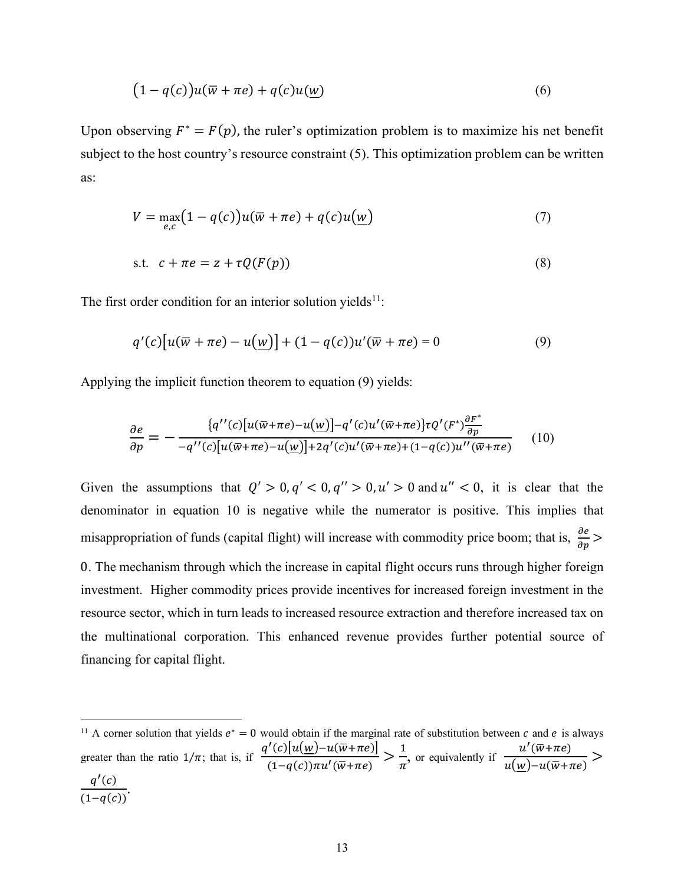$$\left(1 - q(c)\right)u(\bar{w} + \pi e) + q(c)u(\underline{w}) \tag{6}$$

Upon observing $F^* = F(p)$, the ruler's optimization problem is to maximize his net benefit subject to the host country's resource constraint (5). This optimization problem can be written as:

$$V = \max_{e,c}\left(1 - q(c)\right)u(\bar{w} + \pi e) + q(c)u(\underline{w}) \tag{7}$$

$$\text{s.t.} \quad c + \pi e = z + \tau Q(F(p)) \tag{8}$$

The first order condition for an interior solution yields[11]:

$$q'(c)\left[u(\bar{w} + \pi e) - u(\underline{w})\right] + (1 - q(c))u'(\bar{w} + \pi e) = 0 \tag{9}$$

Applying the implicit function theorem to equation (9) yields:

$$\frac{\partial e}{\partial p} = -\frac{\{q''(c)\left[u(\bar{w}+\pi e)-u(\underline{w})\right]-q'(c)u'(\bar{w}+\pi e)\}\tau Q'(F^*)\frac{\partial F^*}{\partial p}}{-q''(c)\left[u(\bar{w}+\pi e)-u(\underline{w})\right]+2q'(c)u'(\bar{w}+\pi e)+(1-q(c))u''(\bar{w}+\pi e)} \tag{10}$$

Given the assumptions that $Q' > 0, q' < 0, q'' > 0, u' > 0$ and $u'' < 0$, it is clear that the denominator in equation 10 is negative while the numerator is positive. This implies that misappropriation of funds (capital flight) will increase with commodity price boom; that is, $\frac{\partial e}{\partial p} > 0$. The mechanism through which the increase in capital flight occurs runs through higher foreign investment. Higher commodity prices provide incentives for increased foreign investment in the resource sector, which in turn leads to increased resource extraction and therefore increased tax on the multinational corporation. This enhanced revenue provides further potential source of financing for capital flight.

[11] A corner solution that yields $e^* = 0$ would obtain if the marginal rate of substitution between $c$ and $e$ is always greater than the ratio $1/\pi$; that is, if $\frac{q'(c)\left[u(\underline{w})-u(\bar{w}+\pi e)\right]}{(1-q(c))\pi u'(\bar{w}+\pi e)} > \frac{1}{\pi}$, or equivalently if $\frac{u'(\bar{w}+\pi e)}{u(\underline{w})-u(\bar{w}+\pi e)} > \frac{q'(c)}{(1-q(c))}$.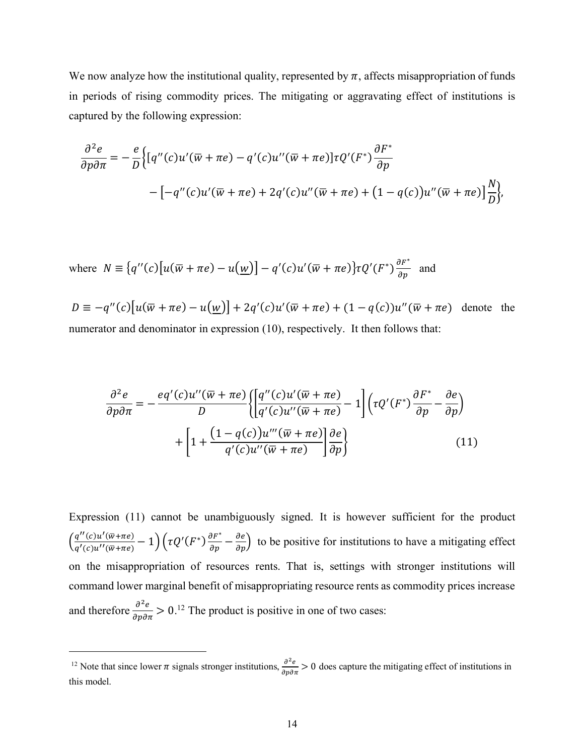We now analyze how the institutional quality, represented by $\pi$, affects misappropriation of funds in periods of rising commodity prices. The mitigating or aggravating effect of institutions is captured by the following expression:

$$\frac{\partial^2 e}{\partial p \partial \pi} = -\frac{e}{D}\Big\{[q''(c)u'(\overline{w}+\pi e) - q'(c)u''(\overline{w}+\pi e)]\tau Q'(F^*)\frac{\partial F^*}{\partial p} - \left[-q''(c)u'(\overline{w}+\pi e) + 2q'(c)u''(\overline{w}+\pi e) + \big(1-q(c)\big)u''(\overline{w}+\pi e)\right]\frac{N}{D}\Big\},$$

where $N \equiv \{q''(c)[u(\overline{w}+\pi e) - u(\underline{w})] - q'(c)u'(\overline{w}+\pi e)\}\tau Q'(F^*)\frac{\partial F^*}{\partial p}$ and

$D \equiv -q''(c)[u(\overline{w}+\pi e) - u(\underline{w})] + 2q'(c)u'(\overline{w}+\pi e) + (1-q(c))u''(\overline{w}+\pi e)$ denote the numerator and denominator in expression (10), respectively. It then follows that:

$$\frac{\partial^2 e}{\partial p \partial \pi} = -\frac{eq'(c)u''(\overline{w}+\pi e)}{D}\left\{\left[\frac{q''(c)u'(\overline{w}+\pi e)}{q'(c)u''(\overline{w}+\pi e)} - 1\right]\left(\tau Q'(F^*)\frac{\partial F^*}{\partial p} - \frac{\partial e}{\partial p}\right) + \left[1 + \frac{\big(1-q(c)\big)u'''(\overline{w}+\pi e)}{q'(c)u''(\overline{w}+\pi e)}\right]\frac{\partial e}{\partial p}\right\} \tag{11}$$

Expression (11) cannot be unambiguously signed. It is however sufficient for the product $\left(\frac{q''(c)u'(\overline{w}+\pi e)}{q'(c)u''(\overline{w}+\pi e)} - 1\right)\left(\tau Q'(F^*)\frac{\partial F^*}{\partial p} - \frac{\partial e}{\partial p}\right)$ to be positive for institutions to have a mitigating effect on the misappropriation of resources rents. That is, settings with stronger institutions will command lower marginal benefit of misappropriating resource rents as commodity prices increase and therefore $\frac{\partial^2 e}{\partial p \partial \pi} > 0$.[12] The product is positive in one of two cases:

[12] Note that since lower $\pi$ signals stronger institutions, $\frac{\partial^2 e}{\partial p \partial \pi} > 0$ does capture the mitigating effect of institutions in this model.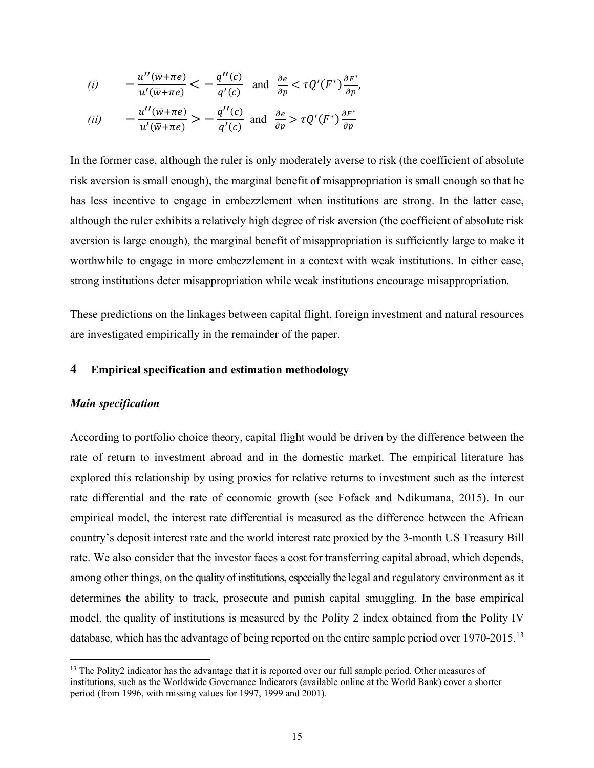*(i)* $\quad -\frac{u''(\bar{w}+\pi e)}{u'(\bar{w}+\pi e)} < -\frac{q''(c)}{q'(c)}$ and $\frac{\partial e}{\partial p} < \tau Q'(F^*)\frac{\partial F^*}{\partial p}$,

*(ii)* $\quad -\frac{u''(\bar{w}+\pi e)}{u'(\bar{w}+\pi e)} > -\frac{q''(c)}{q'(c)}$ and $\frac{\partial e}{\partial p} > \tau Q'(F^*)\frac{\partial F^*}{\partial p}$

In the former case, although the ruler is only moderately averse to risk (the coefficient of absolute risk aversion is small enough), the marginal benefit of misappropriation is small enough so that he has less incentive to engage in embezzlement when institutions are strong. In the latter case, although the ruler exhibits a relatively high degree of risk aversion (the coefficient of absolute risk aversion is large enough), the marginal benefit of misappropriation is sufficiently large to make it worthwhile to engage in more embezzlement in a context with weak institutions. In either case, strong institutions deter misappropriation while weak institutions encourage misappropriation.

These predictions on the linkages between capital flight, foreign investment and natural resources are investigated empirically in the remainder of the paper.

## 4 Empirical specification and estimation methodology

### *Main specification*

According to portfolio choice theory, capital flight would be driven by the difference between the rate of return to investment abroad and in the domestic market. The empirical literature has explored this relationship by using proxies for relative returns to investment such as the interest rate differential and the rate of economic growth (see Fofack and Ndikumana, 2015). In our empirical model, the interest rate differential is measured as the difference between the African country's deposit interest rate and the world interest rate proxied by the 3-month US Treasury Bill rate. We also consider that the investor faces a cost for transferring capital abroad, which depends, among other things, on the quality of institutions, especially the legal and regulatory environment as it determines the ability to track, prosecute and punish capital smuggling. In the base empirical model, the quality of institutions is measured by the Polity 2 index obtained from the Polity IV database, which has the advantage of being reported on the entire sample period over 1970-2015.[13]

[13] The Polity2 indicator has the advantage that it is reported over our full sample period. Other measures of institutions, such as the Worldwide Governance Indicators (available online at the World Bank) cover a shorter period (from 1996, with missing values for 1997, 1999 and 2001).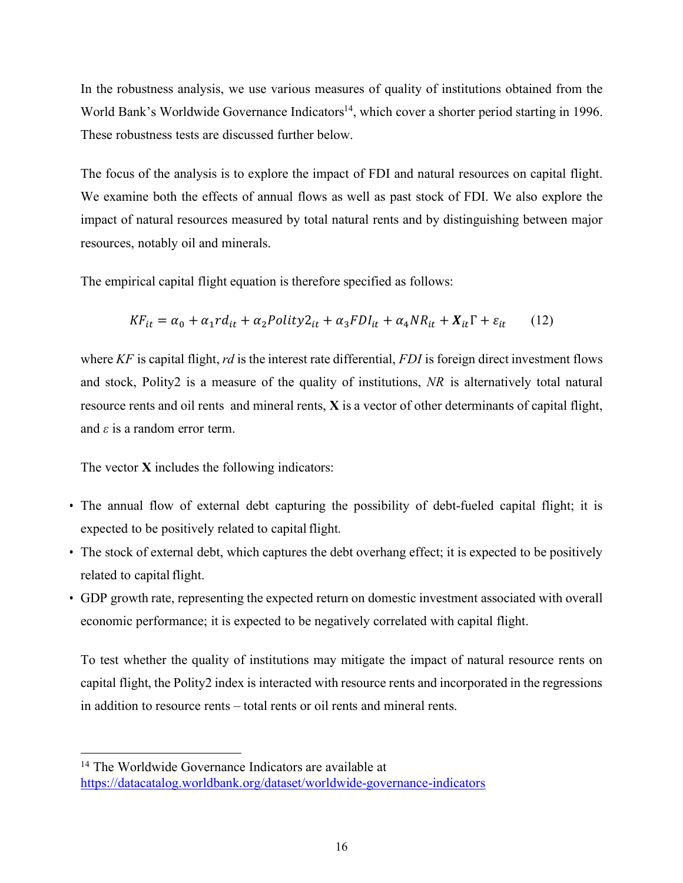In the robustness analysis, we use various measures of quality of institutions obtained from the World Bank's Worldwide Governance Indicators[14], which cover a shorter period starting in 1996. These robustness tests are discussed further below.

The focus of the analysis is to explore the impact of FDI and natural resources on capital flight. We examine both the effects of annual flows as well as past stock of FDI. We also explore the impact of natural resources measured by total natural rents and by distinguishing between major resources, notably oil and minerals.

The empirical capital flight equation is therefore specified as follows:

$$KF_{it} = \alpha_0 + \alpha_1 rd_{it} + \alpha_2 Polity2_{it} + \alpha_3 FDI_{it} + \alpha_4 NR_{it} + \boldsymbol{X}_{it}\Gamma + \varepsilon_{it} \qquad (12)$$

where *KF* is capital flight, *rd* is the interest rate differential, *FDI* is foreign direct investment flows and stock, Polity2 is a measure of the quality of institutions, *NR* is alternatively total natural resource rents and oil rents and mineral rents, **X** is a vector of other determinants of capital flight, and $\varepsilon$ is a random error term.

The vector **X** includes the following indicators:

- The annual flow of external debt capturing the possibility of debt-fueled capital flight; it is expected to be positively related to capital flight.
- The stock of external debt, which captures the debt overhang effect; it is expected to be positively related to capital flight.
- GDP growth rate, representing the expected return on domestic investment associated with overall economic performance; it is expected to be negatively correlated with capital flight.

To test whether the quality of institutions may mitigate the impact of natural resource rents on capital flight, the Polity2 index is interacted with resource rents and incorporated in the regressions in addition to resource rents – total rents or oil rents and mineral rents.

[14] The Worldwide Governance Indicators are available at https://datacatalog.worldbank.org/dataset/worldwide-governance-indicators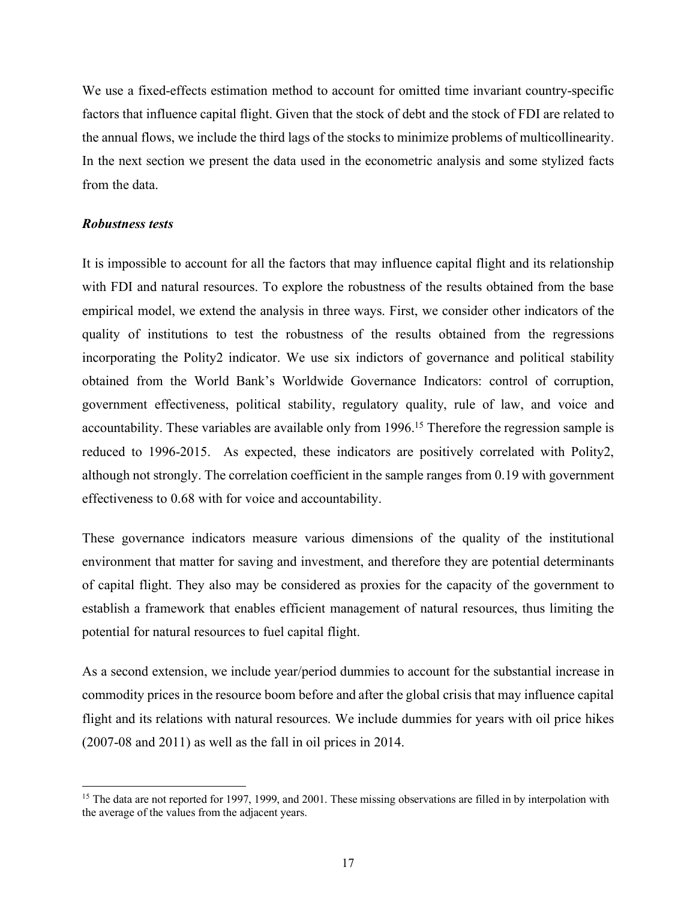We use a fixed-effects estimation method to account for omitted time invariant country-specific factors that influence capital flight. Given that the stock of debt and the stock of FDI are related to the annual flows, we include the third lags of the stocks to minimize problems of multicollinearity. In the next section we present the data used in the econometric analysis and some stylized facts from the data.

***Robustness tests***

It is impossible to account for all the factors that may influence capital flight and its relationship with FDI and natural resources. To explore the robustness of the results obtained from the base empirical model, we extend the analysis in three ways. First, we consider other indicators of the quality of institutions to test the robustness of the results obtained from the regressions incorporating the Polity2 indicator. We use six indictors of governance and political stability obtained from the World Bank's Worldwide Governance Indicators: control of corruption, government effectiveness, political stability, regulatory quality, rule of law, and voice and accountability. These variables are available only from 1996.[15] Therefore the regression sample is reduced to 1996-2015. As expected, these indicators are positively correlated with Polity2, although not strongly. The correlation coefficient in the sample ranges from 0.19 with government effectiveness to 0.68 with for voice and accountability.

These governance indicators measure various dimensions of the quality of the institutional environment that matter for saving and investment, and therefore they are potential determinants of capital flight. They also may be considered as proxies for the capacity of the government to establish a framework that enables efficient management of natural resources, thus limiting the potential for natural resources to fuel capital flight.

As a second extension, we include year/period dummies to account for the substantial increase in commodity prices in the resource boom before and after the global crisis that may influence capital flight and its relations with natural resources. We include dummies for years with oil price hikes (2007-08 and 2011) as well as the fall in oil prices in 2014.

[15] The data are not reported for 1997, 1999, and 2001. These missing observations are filled in by interpolation with the average of the values from the adjacent years.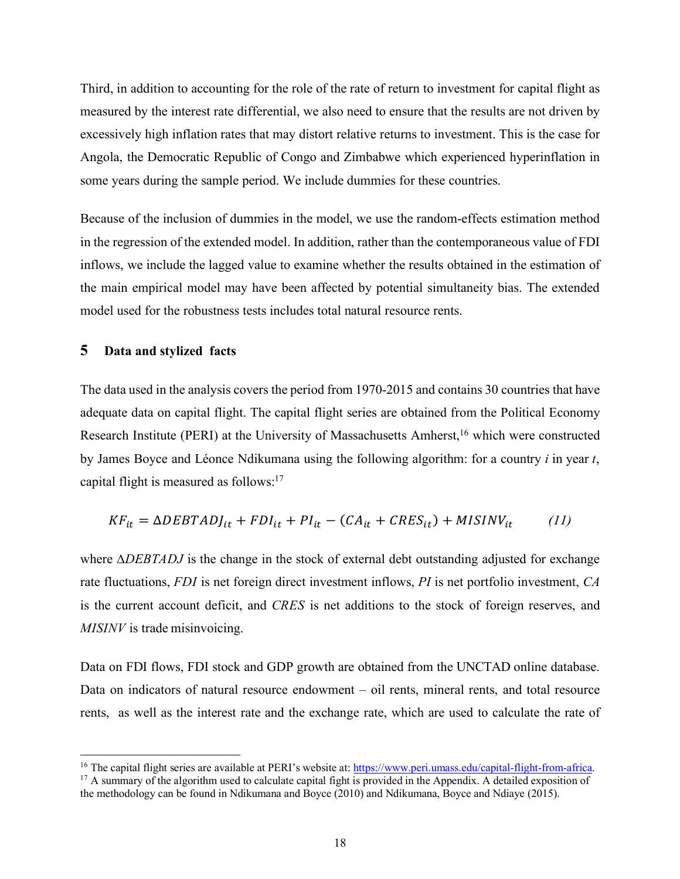Third, in addition to accounting for the role of the rate of return to investment for capital flight as measured by the interest rate differential, we also need to ensure that the results are not driven by excessively high inflation rates that may distort relative returns to investment. This is the case for Angola, the Democratic Republic of Congo and Zimbabwe which experienced hyperinflation in some years during the sample period. We include dummies for these countries.

Because of the inclusion of dummies in the model, we use the random-effects estimation method in the regression of the extended model. In addition, rather than the contemporaneous value of FDI inflows, we include the lagged value to examine whether the results obtained in the estimation of the main empirical model may have been affected by potential simultaneity bias. The extended model used for the robustness tests includes total natural resource rents.

## 5 Data and stylized facts

The data used in the analysis covers the period from 1970-2015 and contains 30 countries that have adequate data on capital flight. The capital flight series are obtained from the Political Economy Research Institute (PERI) at the University of Massachusetts Amherst,[16] which were constructed by James Boyce and Léonce Ndikumana using the following algorithm: for a country *i* in year *t*, capital flight is measured as follows:[17]

$$KF_{it} = \Delta DEBTADJ_{it} + FDI_{it} + PI_{it} - (CA_{it} + CRES_{it}) + MISINV_{it} \qquad (11)$$

where $\Delta DEBTADJ$ is the change in the stock of external debt outstanding adjusted for exchange rate fluctuations, $FDI$ is net foreign direct investment inflows, $PI$ is net portfolio investment, $CA$ is the current account deficit, and $CRES$ is net additions to the stock of foreign reserves, and $MISINV$ is trade misinvoicing.

Data on FDI flows, FDI stock and GDP growth are obtained from the UNCTAD online database. Data on indicators of natural resource endowment – oil rents, mineral rents, and total resource rents, as well as the interest rate and the exchange rate, which are used to calculate the rate of

[16] The capital flight series are available at PERI's website at: https://www.peri.umass.edu/capital-flight-from-africa.

[17] A summary of the algorithm used to calculate capital fight is provided in the Appendix. A detailed exposition of the methodology can be found in Ndikumana and Boyce (2010) and Ndikumana, Boyce and Ndiaye (2015).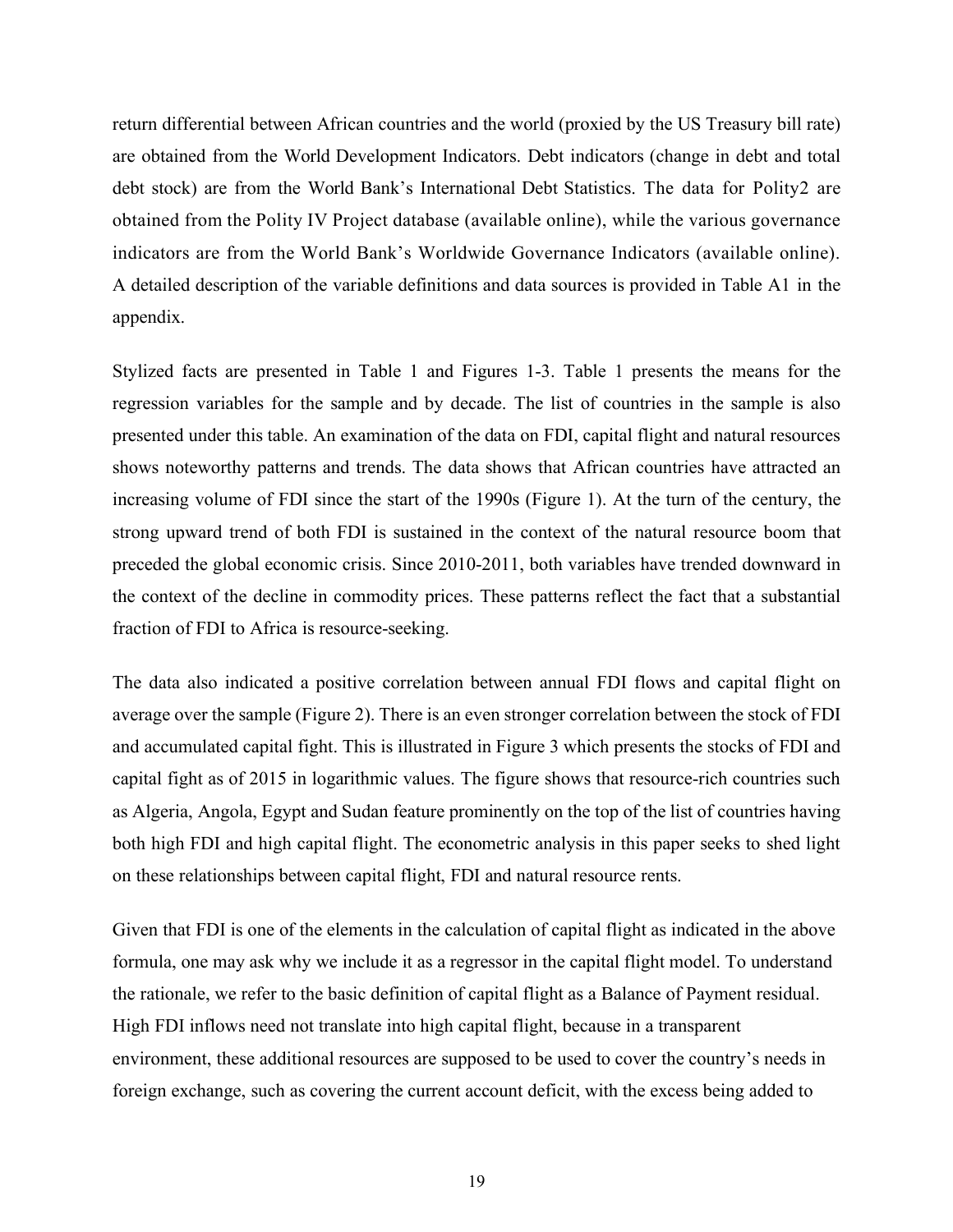return differential between African countries and the world (proxied by the US Treasury bill rate) are obtained from the World Development Indicators. Debt indicators (change in debt and total debt stock) are from the World Bank's International Debt Statistics. The data for Polity2 are obtained from the Polity IV Project database (available online), while the various governance indicators are from the World Bank's Worldwide Governance Indicators (available online). A detailed description of the variable definitions and data sources is provided in Table A1 in the appendix.

Stylized facts are presented in Table 1 and Figures 1-3. Table 1 presents the means for the regression variables for the sample and by decade. The list of countries in the sample is also presented under this table. An examination of the data on FDI, capital flight and natural resources shows noteworthy patterns and trends. The data shows that African countries have attracted an increasing volume of FDI since the start of the 1990s (Figure 1). At the turn of the century, the strong upward trend of both FDI is sustained in the context of the natural resource boom that preceded the global economic crisis. Since 2010-2011, both variables have trended downward in the context of the decline in commodity prices. These patterns reflect the fact that a substantial fraction of FDI to Africa is resource-seeking.

The data also indicated a positive correlation between annual FDI flows and capital flight on average over the sample (Figure 2). There is an even stronger correlation between the stock of FDI and accumulated capital fight. This is illustrated in Figure 3 which presents the stocks of FDI and capital fight as of 2015 in logarithmic values. The figure shows that resource-rich countries such as Algeria, Angola, Egypt and Sudan feature prominently on the top of the list of countries having both high FDI and high capital flight. The econometric analysis in this paper seeks to shed light on these relationships between capital flight, FDI and natural resource rents.

Given that FDI is one of the elements in the calculation of capital flight as indicated in the above formula, one may ask why we include it as a regressor in the capital flight model. To understand the rationale, we refer to the basic definition of capital flight as a Balance of Payment residual. High FDI inflows need not translate into high capital flight, because in a transparent environment, these additional resources are supposed to be used to cover the country's needs in foreign exchange, such as covering the current account deficit, with the excess being added to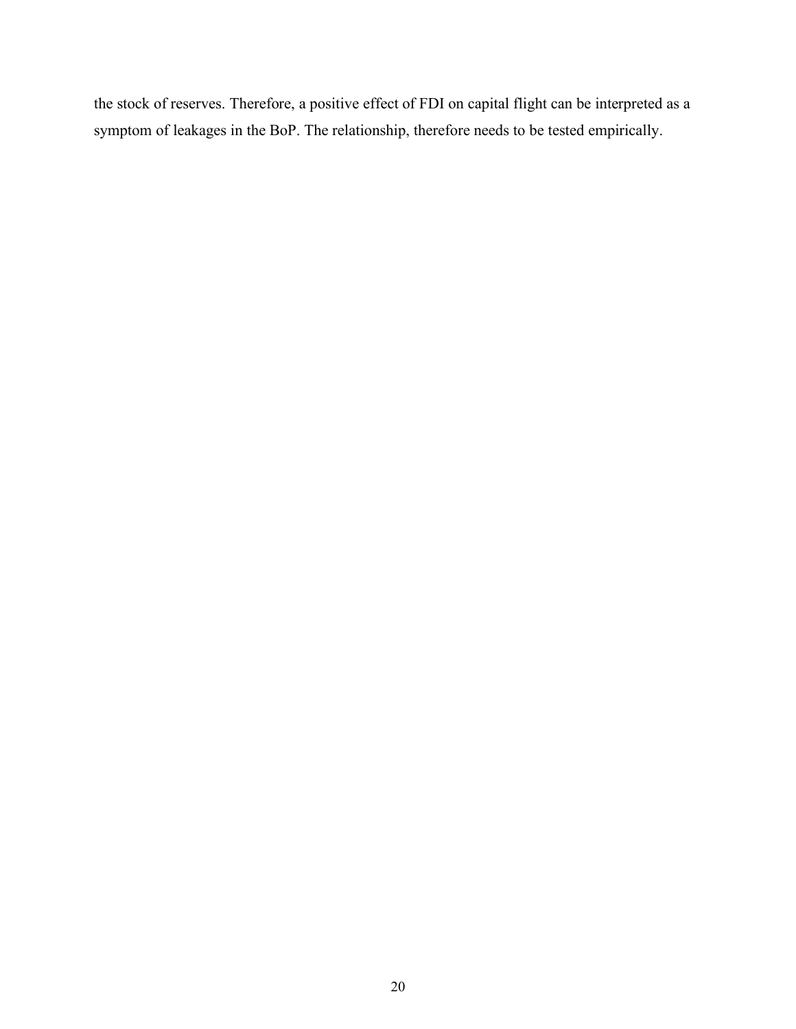the stock of reserves. Therefore, a positive effect of FDI on capital flight can be interpreted as a symptom of leakages in the BoP. The relationship, therefore needs to be tested empirically.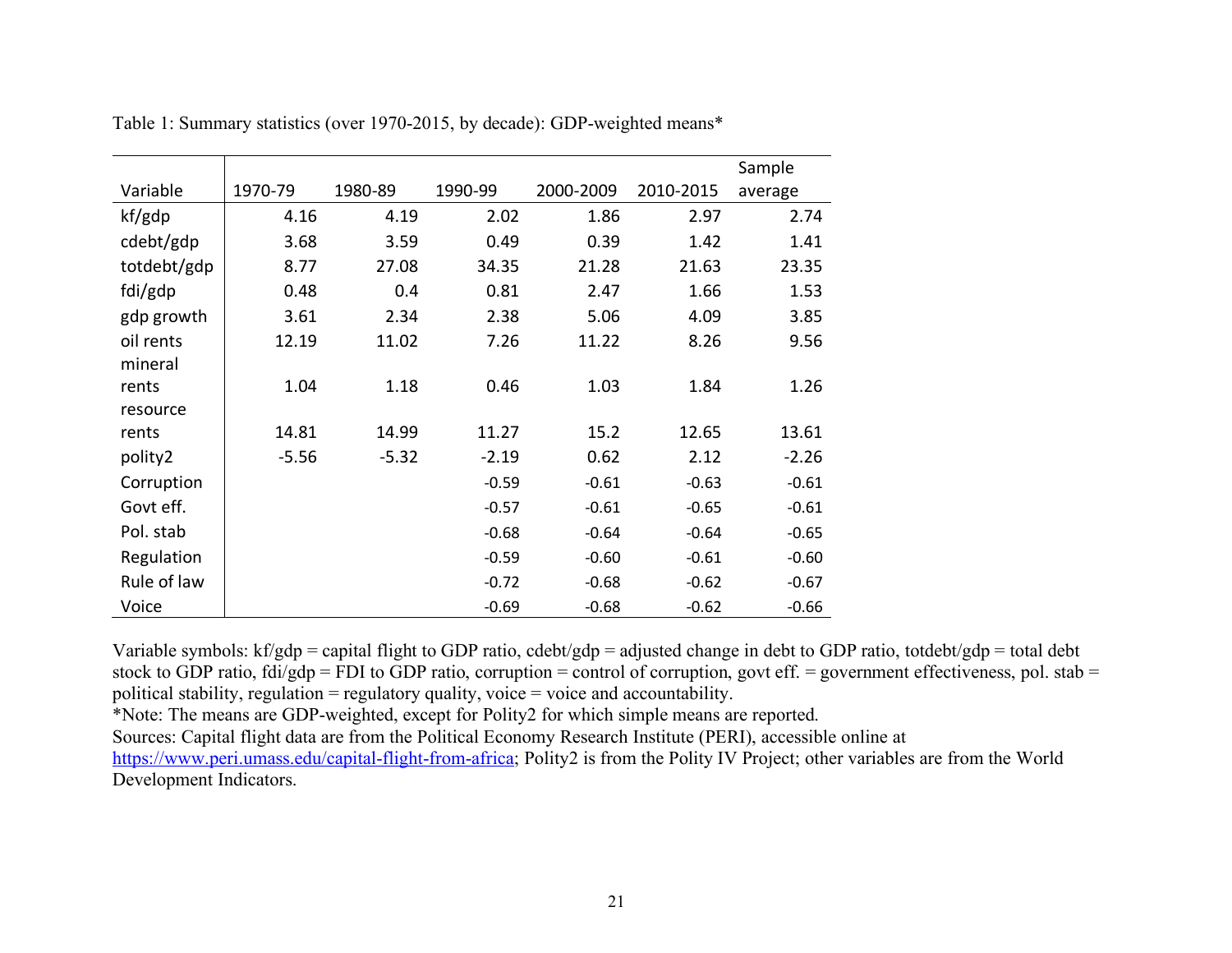Table 1: Summary statistics (over 1970-2015, by decade): GDP-weighted means*

| Variable | 1970-79 | 1980-89 | 1990-99 | 2000-2009 | 2010-2015 | Sample average |
|---|---|---|---|---|---|---|
| kf/gdp | 4.16 | 4.19 | 2.02 | 1.86 | 2.97 | 2.74 |
| cdebt/gdp | 3.68 | 3.59 | 0.49 | 0.39 | 1.42 | 1.41 |
| totdebt/gdp | 8.77 | 27.08 | 34.35 | 21.28 | 21.63 | 23.35 |
| fdi/gdp | 0.48 | 0.4 | 0.81 | 2.47 | 1.66 | 1.53 |
| gdp growth | 3.61 | 2.34 | 2.38 | 5.06 | 4.09 | 3.85 |
| oil rents | 12.19 | 11.02 | 7.26 | 11.22 | 8.26 | 9.56 |
| mineral rents | 1.04 | 1.18 | 0.46 | 1.03 | 1.84 | 1.26 |
| resource rents | 14.81 | 14.99 | 11.27 | 15.2 | 12.65 | 13.61 |
| polity2 | -5.56 | -5.32 | -2.19 | 0.62 | 2.12 | -2.26 |
| Corruption | | | -0.59 | -0.61 | -0.63 | -0.61 |
| Govt eff. | | | -0.57 | -0.61 | -0.65 | -0.61 |
| Pol. stab | | | -0.68 | -0.64 | -0.64 | -0.65 |
| Regulation | | | -0.59 | -0.60 | -0.61 | -0.60 |
| Rule of law | | | -0.72 | -0.68 | -0.62 | -0.67 |
| Voice | | | -0.69 | -0.68 | -0.62 | -0.66 |

Variable symbols: kf/gdp = capital flight to GDP ratio, cdebt/gdp = adjusted change in debt to GDP ratio, totdebt/gdp = total debt stock to GDP ratio, fdi/gdp = FDI to GDP ratio, corruption = control of corruption, govt eff. = government effectiveness, pol. stab = political stability, regulation = regulatory quality, voice = voice and accountability.

*Note: The means are GDP-weighted, except for Polity2 for which simple means are reported.

Sources: Capital flight data are from the Political Economy Research Institute (PERI), accessible online at https://www.peri.umass.edu/capital-flight-from-africa; Polity2 is from the Polity IV Project; other variables are from the World Development Indicators.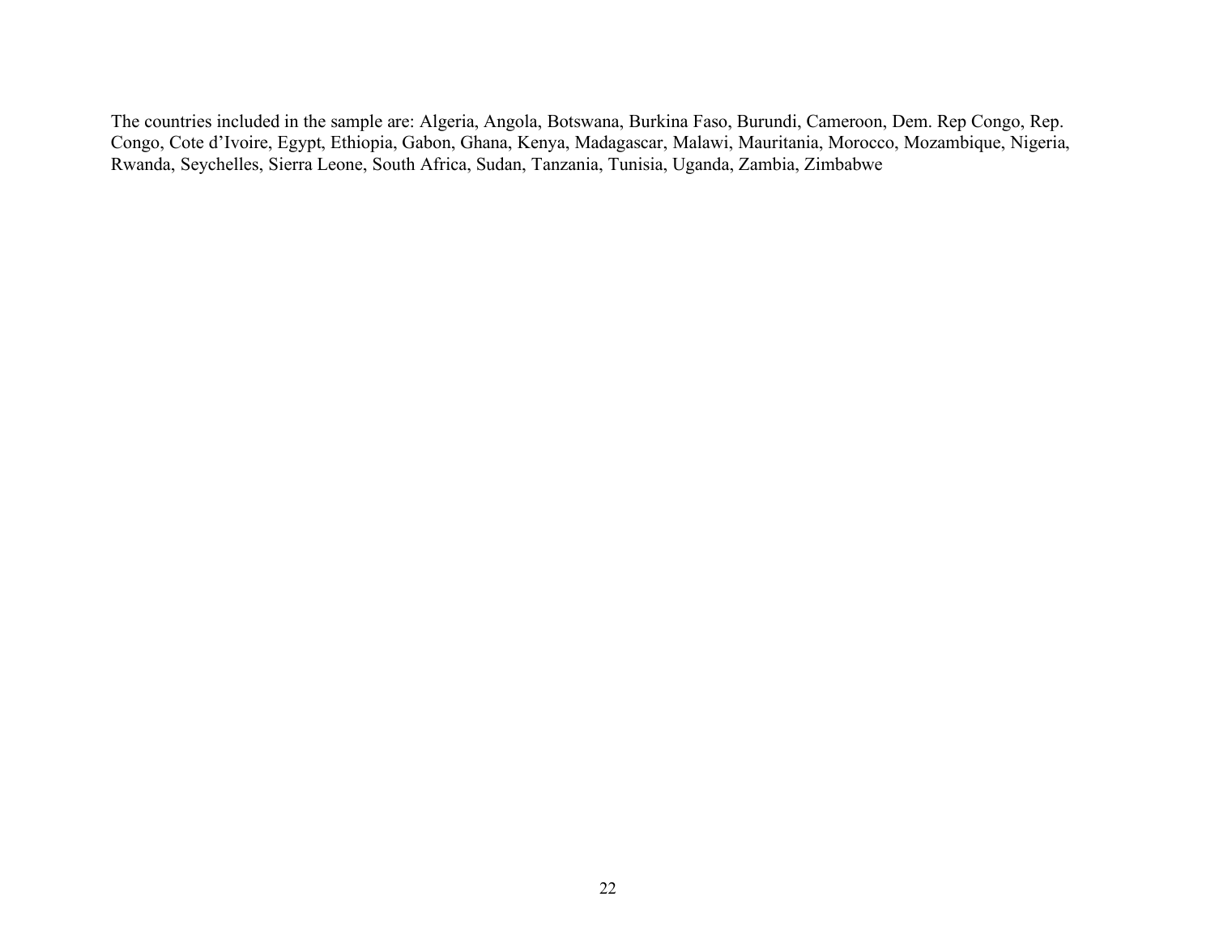The countries included in the sample are: Algeria, Angola, Botswana, Burkina Faso, Burundi, Cameroon, Dem. Rep Congo, Rep. Congo, Cote d'Ivoire, Egypt, Ethiopia, Gabon, Ghana, Kenya, Madagascar, Malawi, Mauritania, Morocco, Mozambique, Nigeria, Rwanda, Seychelles, Sierra Leone, South Africa, Sudan, Tanzania, Tunisia, Uganda, Zambia, Zimbabwe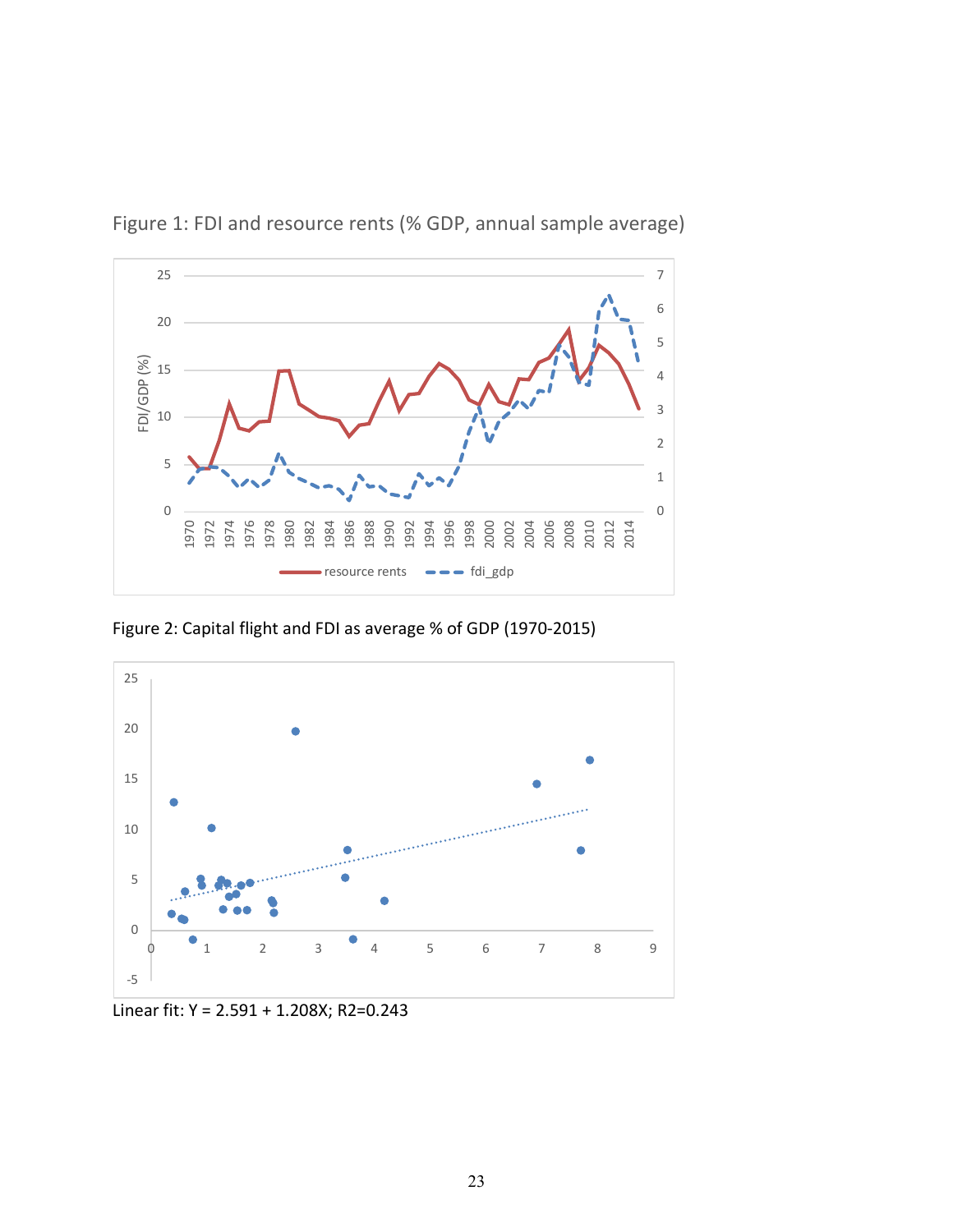Figure 1: FDI and resource rents (% GDP, annual sample average)

Figure 2: Capital flight and FDI as average % of GDP (1970-2015)

Linear fit: Y = 2.591 + 1.208X; R2=0.243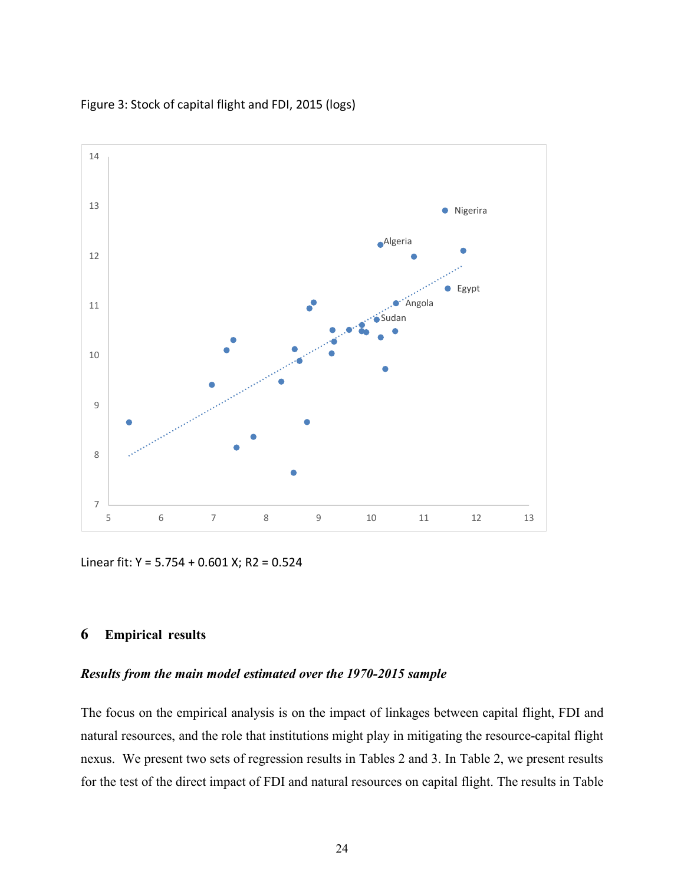Figure 3: Stock of capital flight and FDI, 2015 (logs)

Linear fit: Y = 5.754 + 0.601 X; R2 = 0.524

## 6 Empirical results

### *Results from the main model estimated over the 1970-2015 sample*

The focus on the empirical analysis is on the impact of linkages between capital flight, FDI and natural resources, and the role that institutions might play in mitigating the resource-capital flight nexus. We present two sets of regression results in Tables 2 and 3. In Table 2, we present results for the test of the direct impact of FDI and natural resources on capital flight. The results in Table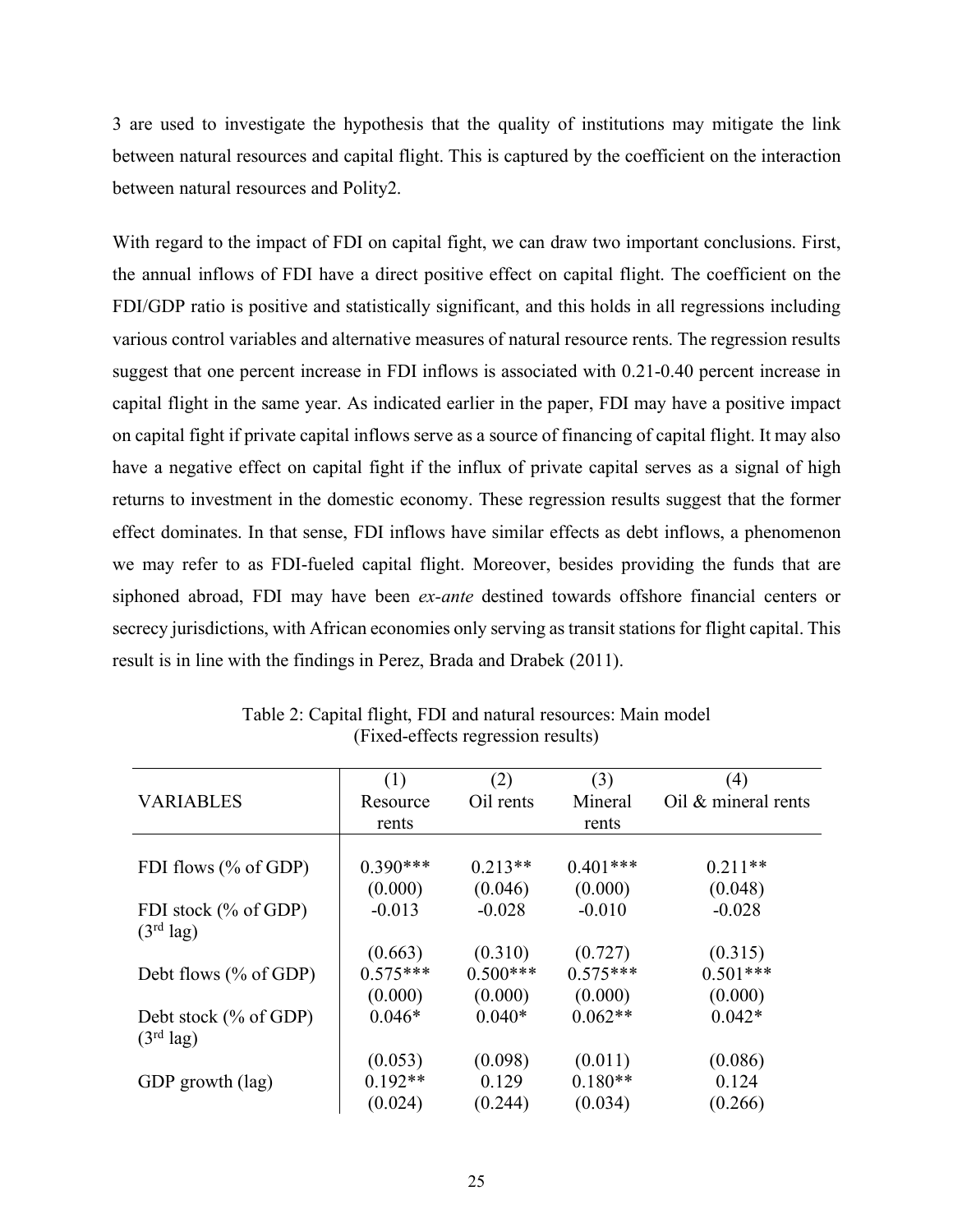3 are used to investigate the hypothesis that the quality of institutions may mitigate the link between natural resources and capital flight. This is captured by the coefficient on the interaction between natural resources and Polity2.

With regard to the impact of FDI on capital fight, we can draw two important conclusions. First, the annual inflows of FDI have a direct positive effect on capital flight. The coefficient on the FDI/GDP ratio is positive and statistically significant, and this holds in all regressions including various control variables and alternative measures of natural resource rents. The regression results suggest that one percent increase in FDI inflows is associated with 0.21-0.40 percent increase in capital flight in the same year. As indicated earlier in the paper, FDI may have a positive impact on capital fight if private capital inflows serve as a source of financing of capital flight. It may also have a negative effect on capital fight if the influx of private capital serves as a signal of high returns to investment in the domestic economy. These regression results suggest that the former effect dominates. In that sense, FDI inflows have similar effects as debt inflows, a phenomenon we may refer to as FDI-fueled capital flight. Moreover, besides providing the funds that are siphoned abroad, FDI may have been *ex-ante* destined towards offshore financial centers or secrecy jurisdictions, with African economies only serving as transit stations for flight capital. This result is in line with the findings in Perez, Brada and Drabek (2011).

Table 2: Capital flight, FDI and natural resources: Main model
(Fixed-effects regression results)

| VARIABLES | (1) Resource rents | (2) Oil rents | (3) Mineral rents | (4) Oil & mineral rents |
|---|---|---|---|---|
| FDI flows (% of GDP) | 0.390*** | 0.213** | 0.401*** | 0.211** |
| | (0.000) | (0.046) | (0.000) | (0.048) |
| FDI stock (% of GDP) (3rd lag) | -0.013 | -0.028 | -0.010 | -0.028 |
| | (0.663) | (0.310) | (0.727) | (0.315) |
| Debt flows (% of GDP) | 0.575*** | 0.500*** | 0.575*** | 0.501*** |
| | (0.000) | (0.000) | (0.000) | (0.000) |
| Debt stock (% of GDP) (3rd lag) | 0.046* | 0.040* | 0.062** | 0.042* |
| | (0.053) | (0.098) | (0.011) | (0.086) |
| GDP growth (lag) | 0.192** | 0.129 | 0.180** | 0.124 |
| | (0.024) | (0.244) | (0.034) | (0.266) |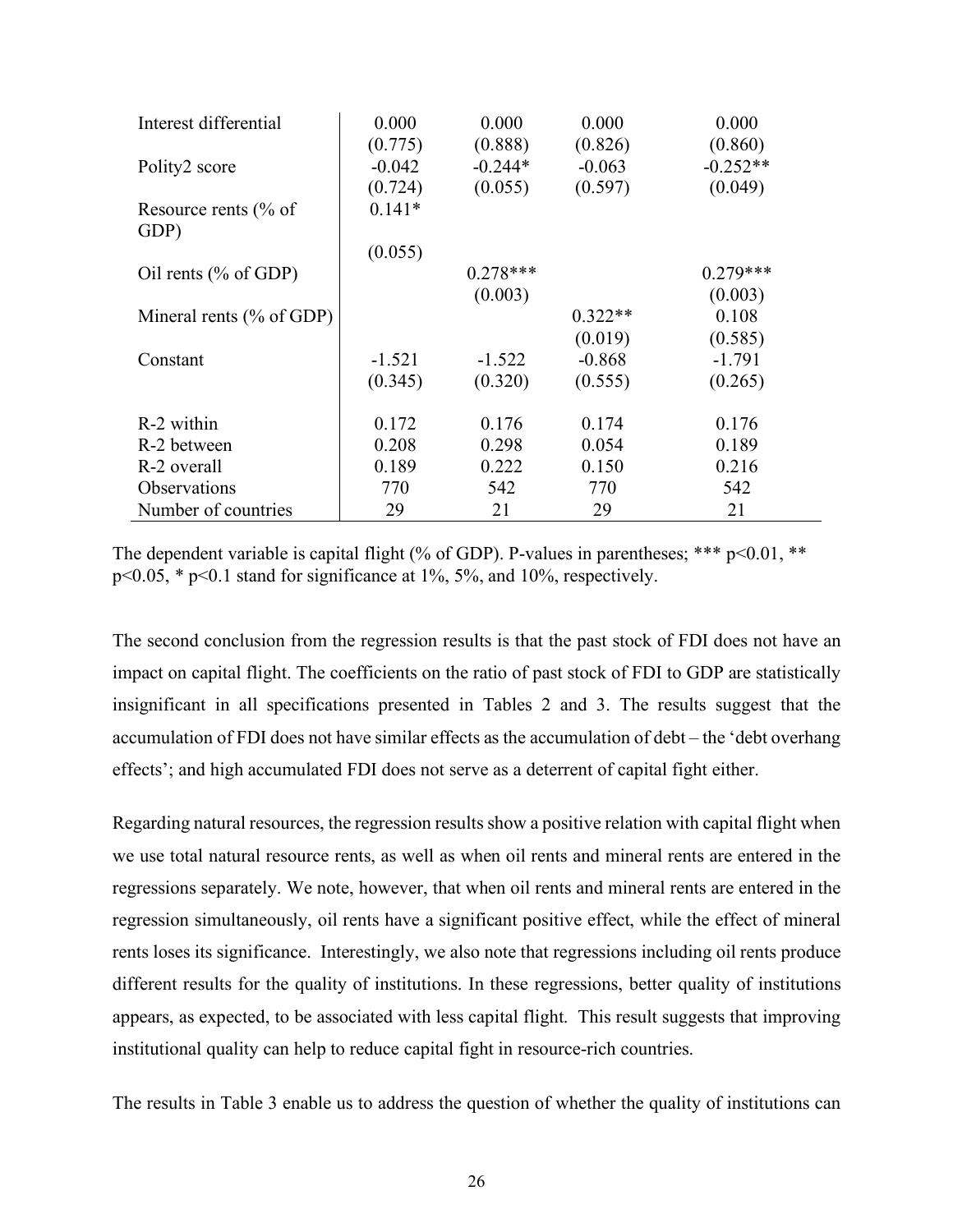| | | | | |
|---|---|---|---|---|
| Interest differential | 0.000 | 0.000 | 0.000 | 0.000 |
| | (0.775) | (0.888) | (0.826) | (0.860) |
| Polity2 score | -0.042 | -0.244* | -0.063 | -0.252** |
| | (0.724) | (0.055) | (0.597) | (0.049) |
| Resource rents (% of GDP) | 0.141* | | | |
| | (0.055) | | | |
| Oil rents (% of GDP) | | 0.278*** | | 0.279*** |
| | | (0.003) | | (0.003) |
| Mineral rents (% of GDP) | | | 0.322** | 0.108 |
| | | | (0.019) | (0.585) |
| Constant | -1.521 | -1.522 | -0.868 | -1.791 |
| | (0.345) | (0.320) | (0.555) | (0.265) |
| R-2 within | 0.172 | 0.176 | 0.174 | 0.176 |
| R-2 between | 0.208 | 0.298 | 0.054 | 0.189 |
| R-2 overall | 0.189 | 0.222 | 0.150 | 0.216 |
| Observations | 770 | 542 | 770 | 542 |
| Number of countries | 29 | 21 | 29 | 21 |

The dependent variable is capital flight (% of GDP). P-values in parentheses; *** $p<0.01$, ** $p<0.05$, * $p<0.1$ stand for significance at 1%, 5%, and 10%, respectively.

The second conclusion from the regression results is that the past stock of FDI does not have an impact on capital flight. The coefficients on the ratio of past stock of FDI to GDP are statistically insignificant in all specifications presented in Tables 2 and 3. The results suggest that the accumulation of FDI does not have similar effects as the accumulation of debt – the 'debt overhang effects'; and high accumulated FDI does not serve as a deterrent of capital fight either.

Regarding natural resources, the regression results show a positive relation with capital flight when we use total natural resource rents, as well as when oil rents and mineral rents are entered in the regressions separately. We note, however, that when oil rents and mineral rents are entered in the regression simultaneously, oil rents have a significant positive effect, while the effect of mineral rents loses its significance. Interestingly, we also note that regressions including oil rents produce different results for the quality of institutions. In these regressions, better quality of institutions appears, as expected, to be associated with less capital flight. This result suggests that improving institutional quality can help to reduce capital fight in resource-rich countries.

The results in Table 3 enable us to address the question of whether the quality of institutions can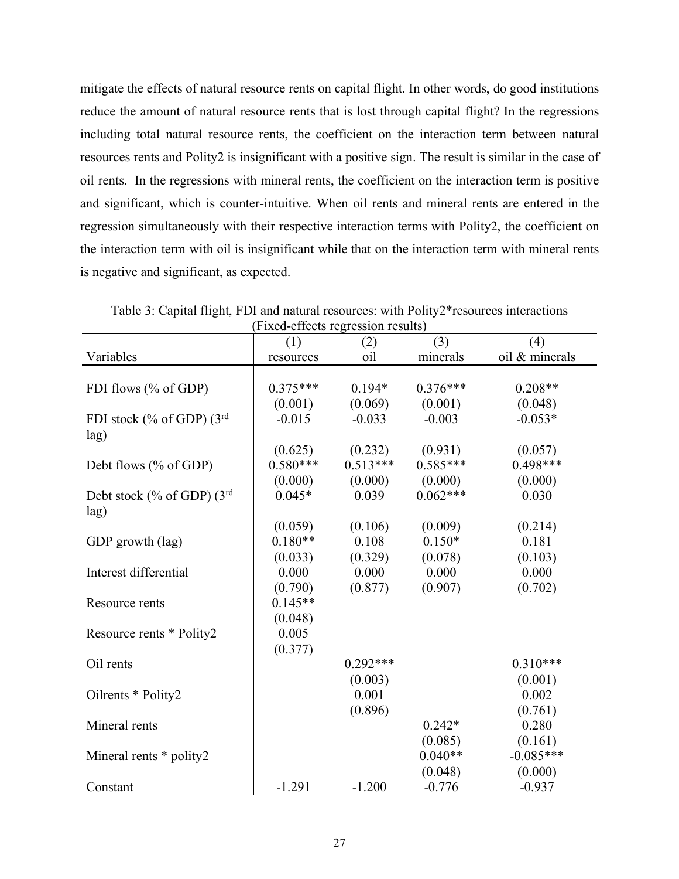mitigate the effects of natural resource rents on capital flight. In other words, do good institutions reduce the amount of natural resource rents that is lost through capital flight? In the regressions including total natural resource rents, the coefficient on the interaction term between natural resources rents and Polity2 is insignificant with a positive sign. The result is similar in the case of oil rents. In the regressions with mineral rents, the coefficient on the interaction term is positive and significant, which is counter-intuitive. When oil rents and mineral rents are entered in the regression simultaneously with their respective interaction terms with Polity2, the coefficient on the interaction term with oil is insignificant while that on the interaction term with mineral rents is negative and significant, as expected.

Table 3: Capital flight, FDI and natural resources: with Polity2*resources interactions (Fixed-effects regression results)

| Variables | (1) resources | (2) oil | (3) minerals | (4) oil & minerals |
|---|---|---|---|---|
| FDI flows (% of GDP) | 0.375*** | 0.194* | 0.376*** | 0.208** |
| | (0.001) | (0.069) | (0.001) | (0.048) |
| FDI stock (% of GDP) (3rd lag) | -0.015 | -0.033 | -0.003 | -0.053* |
| | (0.625) | (0.232) | (0.931) | (0.057) |
| Debt flows (% of GDP) | 0.580*** | 0.513*** | 0.585*** | 0.498*** |
| | (0.000) | (0.000) | (0.000) | (0.000) |
| Debt stock (% of GDP) (3rd lag) | 0.045* | 0.039 | 0.062*** | 0.030 |
| | (0.059) | (0.106) | (0.009) | (0.214) |
| GDP growth (lag) | 0.180** | 0.108 | 0.150* | 0.181 |
| | (0.033) | (0.329) | (0.078) | (0.103) |
| Interest differential | 0.000 | 0.000 | 0.000 | 0.000 |
| | (0.790) | (0.877) | (0.907) | (0.702) |
| Resource rents | 0.145** | | | |
| | (0.048) | | | |
| Resource rents * Polity2 | 0.005 | | | |
| | (0.377) | | | |
| Oil rents | | 0.292*** | | 0.310*** |
| | | (0.003) | | (0.001) |
| Oilrents * Polity2 | | 0.001 | | 0.002 |
| | | (0.896) | | (0.761) |
| Mineral rents | | | 0.242* | 0.280 |
| | | | (0.085) | (0.161) |
| Mineral rents * polity2 | | | 0.040** | -0.085*** |
| | | | (0.048) | (0.000) |
| Constant | -1.291 | -1.200 | -0.776 | -0.937 |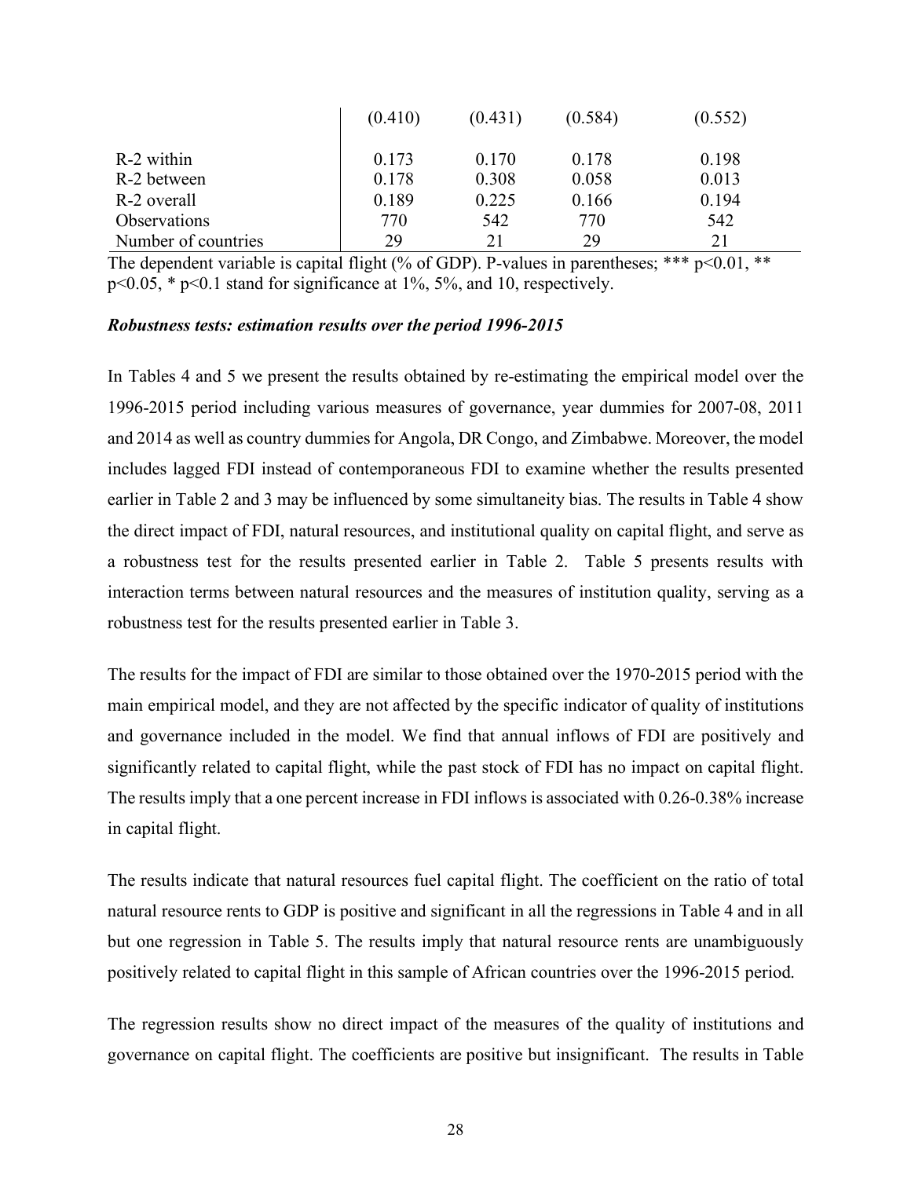| | | | | |
|---|---|---|---|---|
| | (0.410) | (0.431) | (0.584) | (0.552) |
| R-2 within | 0.173 | 0.170 | 0.178 | 0.198 |
| R-2 between | 0.178 | 0.308 | 0.058 | 0.013 |
| R-2 overall | 0.189 | 0.225 | 0.166 | 0.194 |
| Observations | 770 | 542 | 770 | 542 |
| Number of countries | 29 | 21 | 29 | 21 |

The dependent variable is capital flight (% of GDP). P-values in parentheses; *** p<0.01, ** p<0.05, * p<0.1 stand for significance at 1%, 5%, and 10, respectively.

***Robustness tests: estimation results over the period 1996-2015***

In Tables 4 and 5 we present the results obtained by re-estimating the empirical model over the 1996-2015 period including various measures of governance, year dummies for 2007-08, 2011 and 2014 as well as country dummies for Angola, DR Congo, and Zimbabwe. Moreover, the model includes lagged FDI instead of contemporaneous FDI to examine whether the results presented earlier in Table 2 and 3 may be influenced by some simultaneity bias. The results in Table 4 show the direct impact of FDI, natural resources, and institutional quality on capital flight, and serve as a robustness test for the results presented earlier in Table 2. Table 5 presents results with interaction terms between natural resources and the measures of institution quality, serving as a robustness test for the results presented earlier in Table 3.

The results for the impact of FDI are similar to those obtained over the 1970-2015 period with the main empirical model, and they are not affected by the specific indicator of quality of institutions and governance included in the model. We find that annual inflows of FDI are positively and significantly related to capital flight, while the past stock of FDI has no impact on capital flight. The results imply that a one percent increase in FDI inflows is associated with 0.26-0.38% increase in capital flight.

The results indicate that natural resources fuel capital flight. The coefficient on the ratio of total natural resource rents to GDP is positive and significant in all the regressions in Table 4 and in all but one regression in Table 5. The results imply that natural resource rents are unambiguously positively related to capital flight in this sample of African countries over the 1996-2015 period.

The regression results show no direct impact of the measures of the quality of institutions and governance on capital flight. The coefficients are positive but insignificant. The results in Table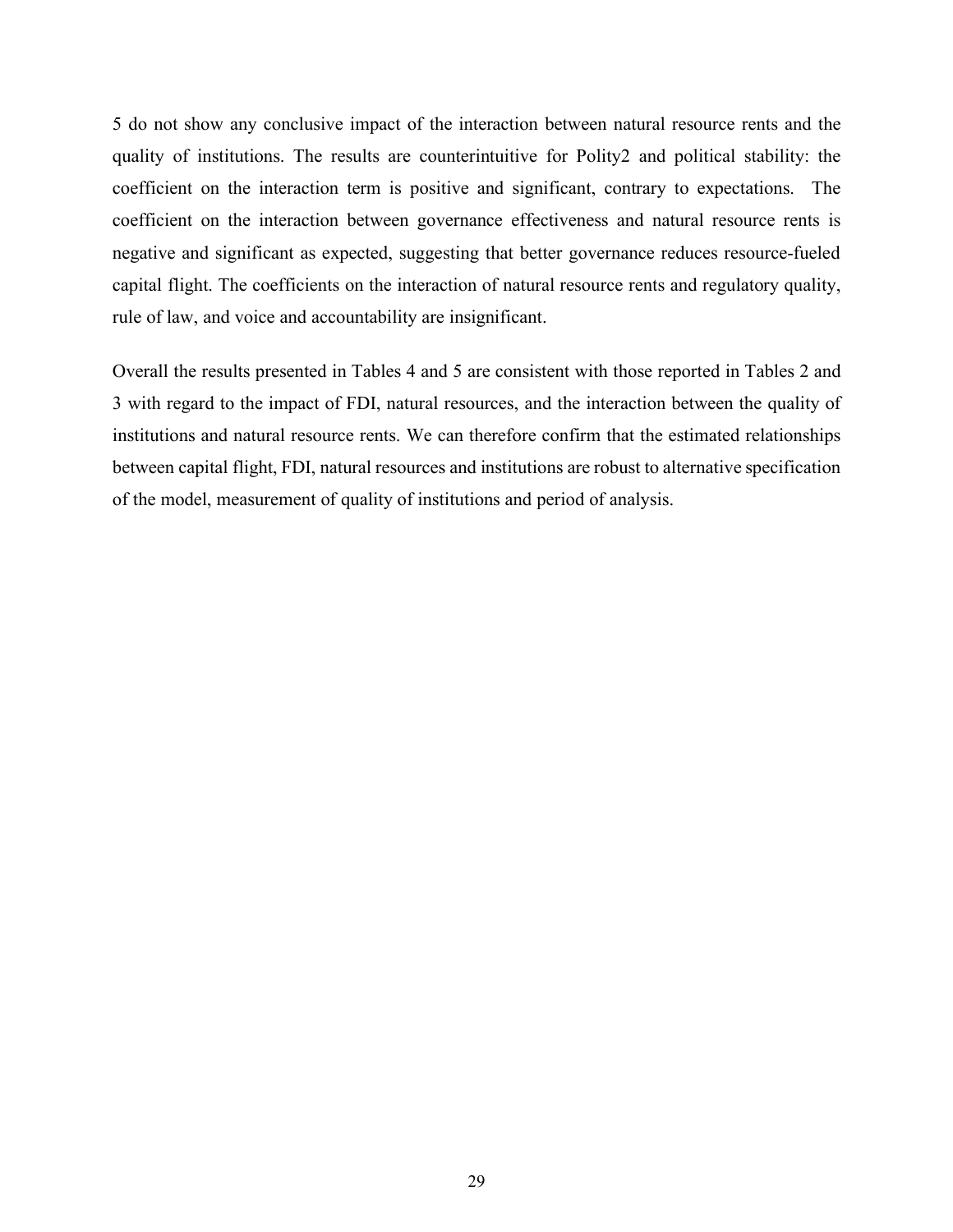5 do not show any conclusive impact of the interaction between natural resource rents and the quality of institutions. The results are counterintuitive for Polity2 and political stability: the coefficient on the interaction term is positive and significant, contrary to expectations. The coefficient on the interaction between governance effectiveness and natural resource rents is negative and significant as expected, suggesting that better governance reduces resource-fueled capital flight. The coefficients on the interaction of natural resource rents and regulatory quality, rule of law, and voice and accountability are insignificant.

Overall the results presented in Tables 4 and 5 are consistent with those reported in Tables 2 and 3 with regard to the impact of FDI, natural resources, and the interaction between the quality of institutions and natural resource rents. We can therefore confirm that the estimated relationships between capital flight, FDI, natural resources and institutions are robust to alternative specification of the model, measurement of quality of institutions and period of analysis.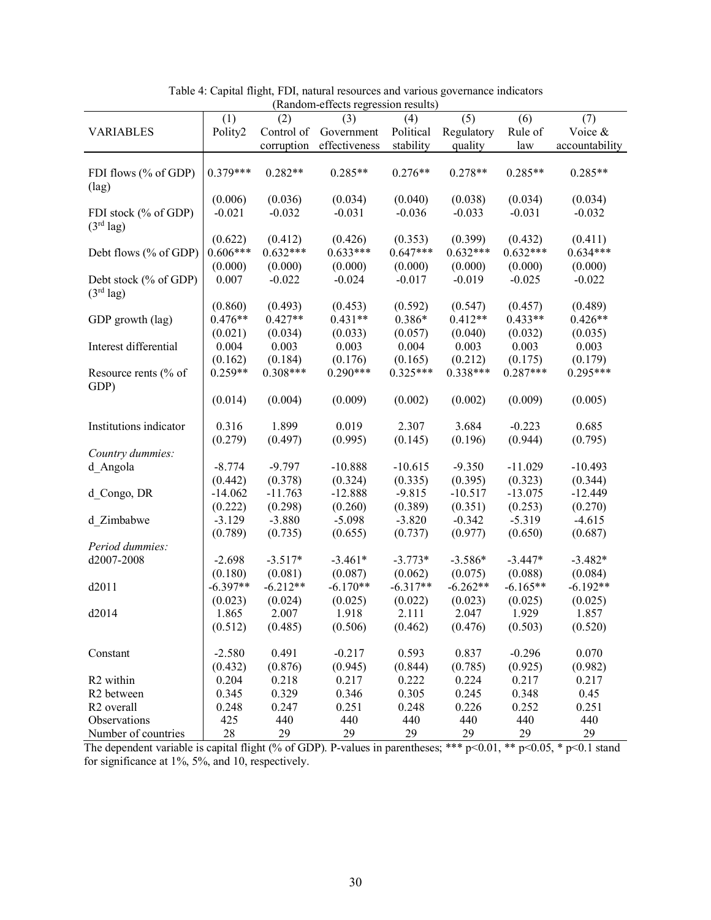Table 4: Capital flight, FDI, natural resources and various governance indicators
(Random-effects regression results)

| VARIABLES | (1) Polity2 | (2) Control of corruption | (3) Government effectiveness | (4) Political stability | (5) Regulatory quality | (6) Rule of law | (7) Voice & accountability |
|---|---|---|---|---|---|---|---|
| FDI flows (% of GDP) (lag) | 0.379*** | 0.282** | 0.285** | 0.276** | 0.278** | 0.285** | 0.285** |
| | (0.006) | (0.036) | (0.034) | (0.040) | (0.038) | (0.034) | (0.034) |
| FDI stock (% of GDP) (3rd lag) | -0.021 | -0.032 | -0.031 | -0.036 | -0.033 | -0.031 | -0.032 |
| | (0.622) | (0.412) | (0.426) | (0.353) | (0.399) | (0.432) | (0.411) |
| Debt flows (% of GDP) | 0.606*** | 0.632*** | 0.633*** | 0.647*** | 0.632*** | 0.632*** | 0.634*** |
| | (0.000) | (0.000) | (0.000) | (0.000) | (0.000) | (0.000) | (0.000) |
| Debt stock (% of GDP) (3rd lag) | 0.007 | -0.022 | -0.024 | -0.017 | -0.019 | -0.025 | -0.022 |
| | (0.860) | (0.493) | (0.453) | (0.592) | (0.547) | (0.457) | (0.489) |
| GDP growth (lag) | 0.476** | 0.427** | 0.431** | 0.386* | 0.412** | 0.433** | 0.426** |
| | (0.021) | (0.034) | (0.033) | (0.057) | (0.040) | (0.032) | (0.035) |
| Interest differential | 0.004 | 0.003 | 0.003 | 0.004 | 0.003 | 0.003 | 0.003 |
| | (0.162) | (0.184) | (0.176) | (0.165) | (0.212) | (0.175) | (0.179) |
| Resource rents (% of GDP) | 0.259** | 0.308*** | 0.290*** | 0.325*** | 0.338*** | 0.287*** | 0.295*** |
| | (0.014) | (0.004) | (0.009) | (0.002) | (0.002) | (0.009) | (0.005) |
| Institutions indicator | 0.316 | 1.899 | 0.019 | 2.307 | 3.684 | -0.223 | 0.685 |
| | (0.279) | (0.497) | (0.995) | (0.145) | (0.196) | (0.944) | (0.795) |
| *Country dummies:* | | | | | | | |
| d_Angola | -8.774 | -9.797 | -10.888 | -10.615 | -9.350 | -11.029 | -10.493 |
| | (0.442) | (0.378) | (0.324) | (0.335) | (0.395) | (0.323) | (0.344) |
| d_Congo, DR | -14.062 | -11.763 | -12.888 | -9.815 | -10.517 | -13.075 | -12.449 |
| | (0.222) | (0.298) | (0.260) | (0.389) | (0.351) | (0.253) | (0.270) |
| d_Zimbabwe | -3.129 | -3.880 | -5.098 | -3.820 | -0.342 | -5.319 | -4.615 |
| | (0.789) | (0.735) | (0.655) | (0.737) | (0.977) | (0.650) | (0.687) |
| *Period dummies:* | | | | | | | |
| d2007-2008 | -2.698 | -3.517* | -3.461* | -3.773* | -3.586* | -3.447* | -3.482* |
| | (0.180) | (0.081) | (0.087) | (0.062) | (0.075) | (0.088) | (0.084) |
| d2011 | -6.397** | -6.212** | -6.170** | -6.317** | -6.262** | -6.165** | -6.192** |
| | (0.023) | (0.024) | (0.025) | (0.022) | (0.023) | (0.025) | (0.025) |
| d2014 | 1.865 | 2.007 | 1.918 | 2.111 | 2.047 | 1.929 | 1.857 |
| | (0.512) | (0.485) | (0.506) | (0.462) | (0.476) | (0.503) | (0.520) |
| Constant | -2.580 | 0.491 | -0.217 | 0.593 | 0.837 | -0.296 | 0.070 |
| | (0.432) | (0.876) | (0.945) | (0.844) | (0.785) | (0.925) | (0.982) |
| R2 within | 0.204 | 0.218 | 0.217 | 0.222 | 0.224 | 0.217 | 0.217 |
| R2 between | 0.345 | 0.329 | 0.346 | 0.305 | 0.245 | 0.348 | 0.45 |
| R2 overall | 0.248 | 0.247 | 0.251 | 0.248 | 0.226 | 0.252 | 0.251 |
| Observations | 425 | 440 | 440 | 440 | 440 | 440 | 440 |
| Number of countries | 28 | 29 | 29 | 29 | 29 | 29 | 29 |

The dependent variable is capital flight (% of GDP). P-values in parentheses; *** p<0.01, ** p<0.05, * p<0.1 stand for significance at 1%, 5%, and 10, respectively.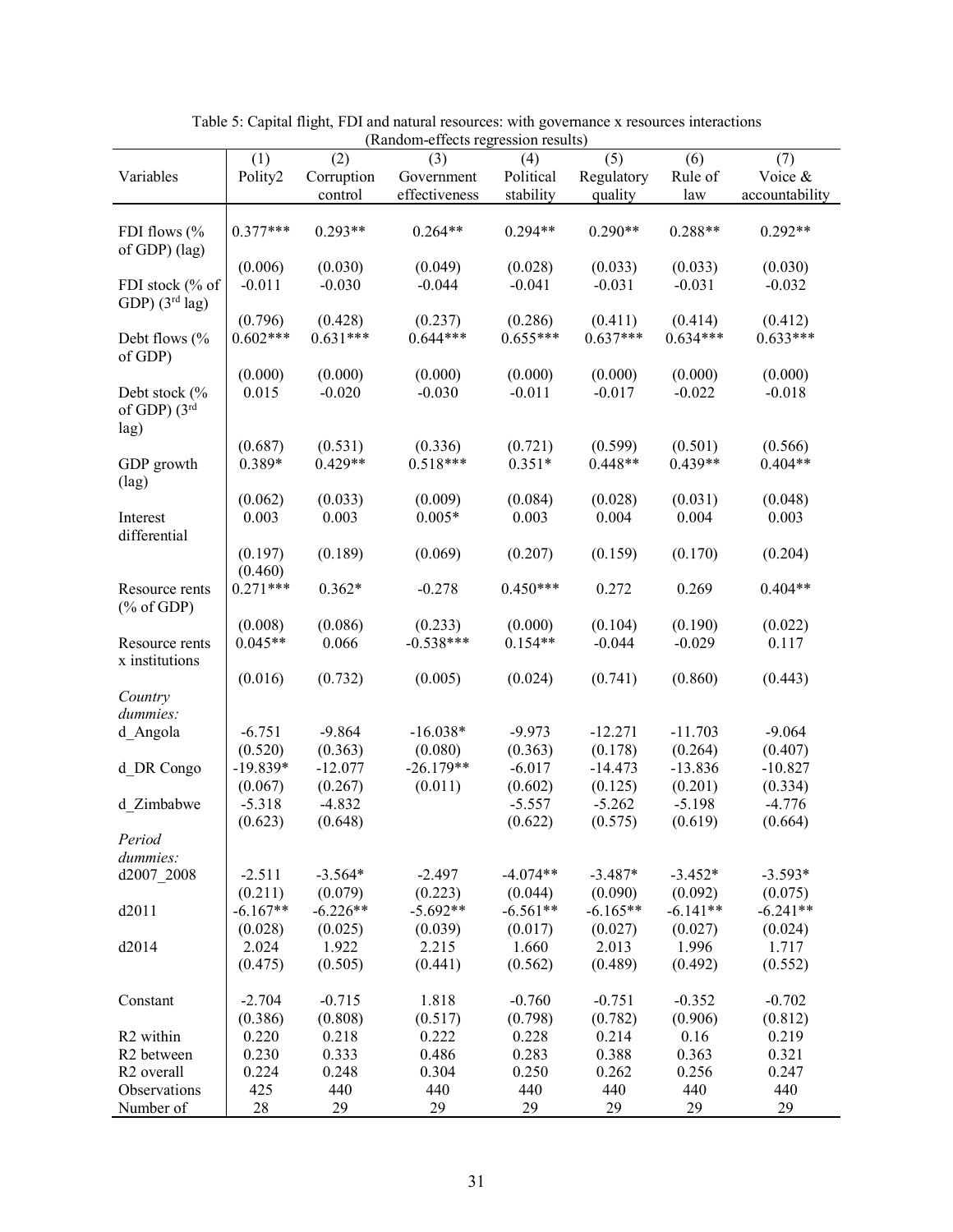Table 5: Capital flight, FDI and natural resources: with governance x resources interactions
(Random-effects regression results)

| Variables | (1) Polity2 | (2) Corruption control | (3) Government effectiveness | (4) Political stability | (5) Regulatory quality | (6) Rule of law | (7) Voice & accountability |
|---|---|---|---|---|---|---|---|
| FDI flows (% of GDP) (lag) | 0.377*** | 0.293** | 0.264** | 0.294** | 0.290** | 0.288** | 0.292** |
| | (0.006) | (0.030) | (0.049) | (0.028) | (0.033) | (0.033) | (0.030) |
| FDI stock (% of GDP) (3rd lag) | -0.011 | -0.030 | -0.044 | -0.041 | -0.031 | -0.031 | -0.032 |
| | (0.796) | (0.428) | (0.237) | (0.286) | (0.411) | (0.414) | (0.412) |
| Debt flows (% of GDP) | 0.602*** | 0.631*** | 0.644*** | 0.655*** | 0.637*** | 0.634*** | 0.633*** |
| | (0.000) | (0.000) | (0.000) | (0.000) | (0.000) | (0.000) | (0.000) |
| Debt stock (% of GDP) (3rd lag) | 0.015 | -0.020 | -0.030 | -0.011 | -0.017 | -0.022 | -0.018 |
| | (0.687) | (0.531) | (0.336) | (0.721) | (0.599) | (0.501) | (0.566) |
| GDP growth (lag) | 0.389* | 0.429** | 0.518*** | 0.351* | 0.448** | 0.439** | 0.404** |
| | (0.062) | (0.033) | (0.009) | (0.084) | (0.028) | (0.031) | (0.048) |
| Interest differential | 0.003 | 0.003 | 0.005* | 0.003 | 0.004 | 0.004 | 0.003 |
| | (0.197) | (0.189) | (0.069) | (0.207) | (0.159) | (0.170) | (0.204) |
| | (0.460) | | | | | | |
| Resource rents (% of GDP) | 0.271*** | 0.362* | -0.278 | 0.450*** | 0.272 | 0.269 | 0.404** |
| | (0.008) | (0.086) | (0.233) | (0.000) | (0.104) | (0.190) | (0.022) |
| Resource rents x institutions | 0.045** | 0.066 | -0.538*** | 0.154** | -0.044 | -0.029 | 0.117 |
| | (0.016) | (0.732) | (0.005) | (0.024) | (0.741) | (0.860) | (0.443) |
| *Country dummies:* | | | | | | | |
| d_Angola | -6.751 | -9.864 | -16.038* | -9.973 | -12.271 | -11.703 | -9.064 |
| | (0.520) | (0.363) | (0.080) | (0.363) | (0.178) | (0.264) | (0.407) |
| d_DR Congo | -19.839* | -12.077 | -26.179** | -6.017 | -14.473 | -13.836 | -10.827 |
| | (0.067) | (0.267) | (0.011) | (0.602) | (0.125) | (0.201) | (0.334) |
| d_Zimbabwe | -5.318 | -4.832 | | -5.557 | -5.262 | -5.198 | -4.776 |
| | (0.623) | (0.648) | | (0.622) | (0.575) | (0.619) | (0.664) |
| *Period dummies:* | | | | | | | |
| d2007_2008 | -2.511 | -3.564* | -2.497 | -4.074** | -3.487* | -3.452* | -3.593* |
| | (0.211) | (0.079) | (0.223) | (0.044) | (0.090) | (0.092) | (0.075) |
| d2011 | -6.167** | -6.226** | -5.692** | -6.561** | -6.165** | -6.141** | -6.241** |
| | (0.028) | (0.025) | (0.039) | (0.017) | (0.027) | (0.027) | (0.024) |
| d2014 | 2.024 | 1.922 | 2.215 | 1.660 | 2.013 | 1.996 | 1.717 |
| | (0.475) | (0.505) | (0.441) | (0.562) | (0.489) | (0.492) | (0.552) |
| Constant | -2.704 | -0.715 | 1.818 | -0.760 | -0.751 | -0.352 | -0.702 |
| | (0.386) | (0.808) | (0.517) | (0.798) | (0.782) | (0.906) | (0.812) |
| $R^2$ within | 0.220 | 0.218 | 0.222 | 0.228 | 0.214 | 0.16 | 0.219 |
| $R^2$ between | 0.230 | 0.333 | 0.486 | 0.283 | 0.388 | 0.363 | 0.321 |
| $R^2$ overall | 0.224 | 0.248 | 0.304 | 0.250 | 0.262 | 0.256 | 0.247 |
| Observations | 425 | 440 | 440 | 440 | 440 | 440 | 440 |
| Number of | 28 | 29 | 29 | 29 | 29 | 29 | 29 |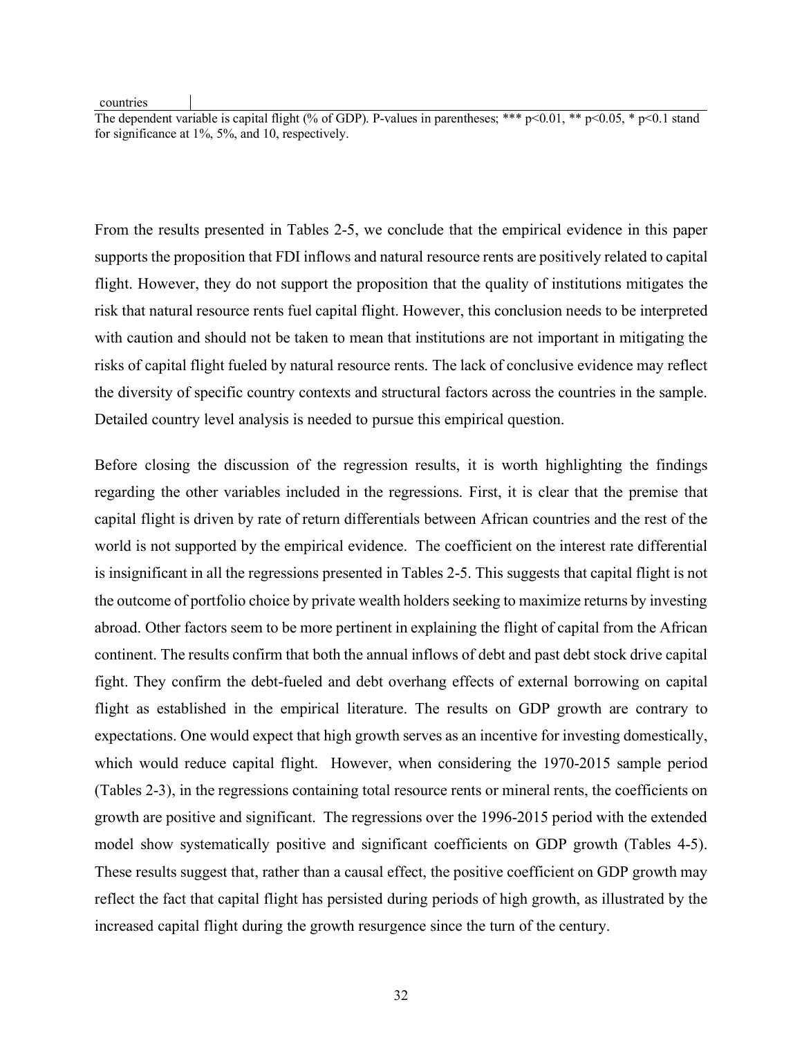| countries | |
|---|---|

The dependent variable is capital flight (% of GDP). P-values in parentheses; *** $p<0.01$, ** $p<0.05$, * $p<0.1$ stand for significance at 1%, 5%, and 10, respectively.

From the results presented in Tables 2-5, we conclude that the empirical evidence in this paper supports the proposition that FDI inflows and natural resource rents are positively related to capital flight. However, they do not support the proposition that the quality of institutions mitigates the risk that natural resource rents fuel capital flight. However, this conclusion needs to be interpreted with caution and should not be taken to mean that institutions are not important in mitigating the risks of capital flight fueled by natural resource rents. The lack of conclusive evidence may reflect the diversity of specific country contexts and structural factors across the countries in the sample. Detailed country level analysis is needed to pursue this empirical question.

Before closing the discussion of the regression results, it is worth highlighting the findings regarding the other variables included in the regressions. First, it is clear that the premise that capital flight is driven by rate of return differentials between African countries and the rest of the world is not supported by the empirical evidence. The coefficient on the interest rate differential is insignificant in all the regressions presented in Tables 2-5. This suggests that capital flight is not the outcome of portfolio choice by private wealth holders seeking to maximize returns by investing abroad. Other factors seem to be more pertinent in explaining the flight of capital from the African continent. The results confirm that both the annual inflows of debt and past debt stock drive capital fight. They confirm the debt-fueled and debt overhang effects of external borrowing on capital flight as established in the empirical literature. The results on GDP growth are contrary to expectations. One would expect that high growth serves as an incentive for investing domestically, which would reduce capital flight. However, when considering the 1970-2015 sample period (Tables 2-3), in the regressions containing total resource rents or mineral rents, the coefficients on growth are positive and significant. The regressions over the 1996-2015 period with the extended model show systematically positive and significant coefficients on GDP growth (Tables 4-5). These results suggest that, rather than a causal effect, the positive coefficient on GDP growth may reflect the fact that capital flight has persisted during periods of high growth, as illustrated by the increased capital flight during the growth resurgence since the turn of the century.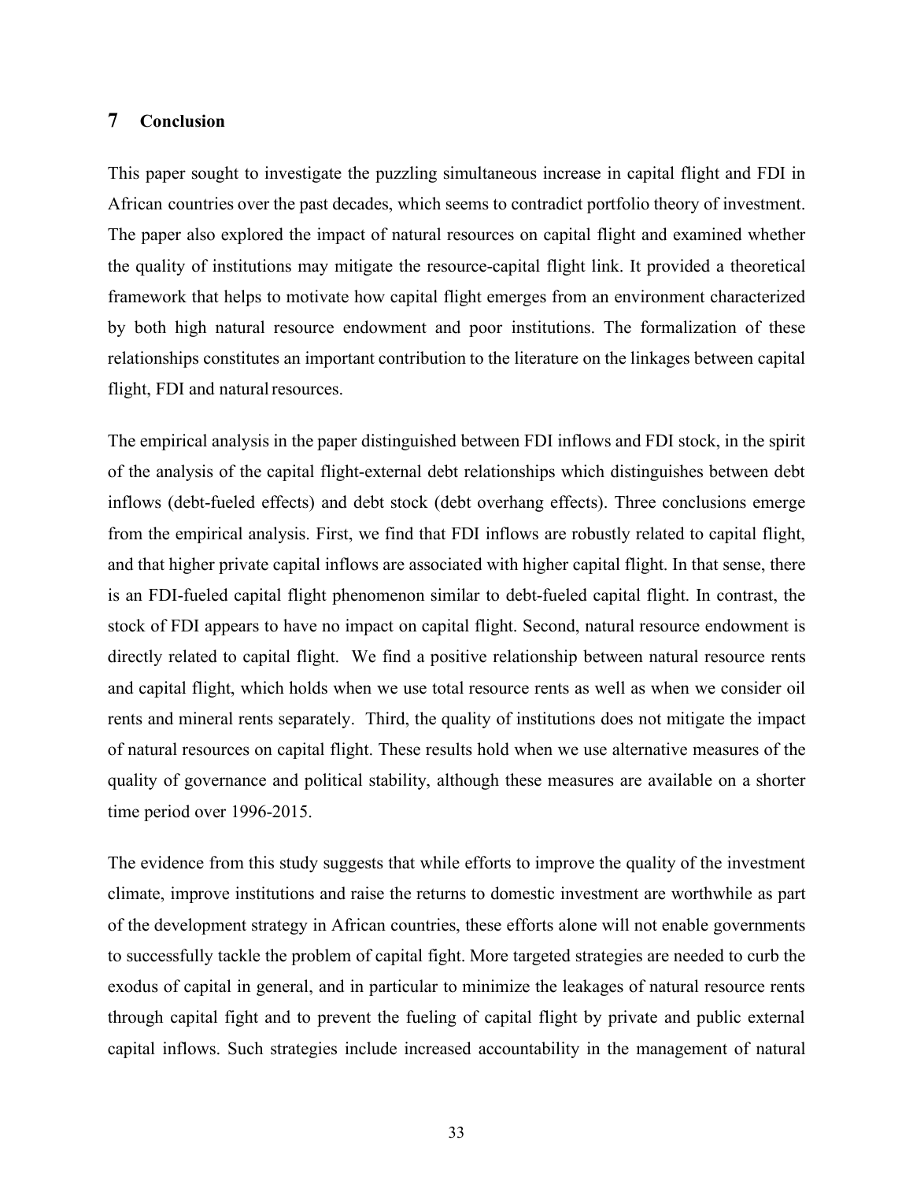## 7 Conclusion

This paper sought to investigate the puzzling simultaneous increase in capital flight and FDI in African countries over the past decades, which seems to contradict portfolio theory of investment. The paper also explored the impact of natural resources on capital flight and examined whether the quality of institutions may mitigate the resource-capital flight link. It provided a theoretical framework that helps to motivate how capital flight emerges from an environment characterized by both high natural resource endowment and poor institutions. The formalization of these relationships constitutes an important contribution to the literature on the linkages between capital flight, FDI and natural resources.

The empirical analysis in the paper distinguished between FDI inflows and FDI stock, in the spirit of the analysis of the capital flight-external debt relationships which distinguishes between debt inflows (debt-fueled effects) and debt stock (debt overhang effects). Three conclusions emerge from the empirical analysis. First, we find that FDI inflows are robustly related to capital flight, and that higher private capital inflows are associated with higher capital flight. In that sense, there is an FDI-fueled capital flight phenomenon similar to debt-fueled capital flight. In contrast, the stock of FDI appears to have no impact on capital flight. Second, natural resource endowment is directly related to capital flight. We find a positive relationship between natural resource rents and capital flight, which holds when we use total resource rents as well as when we consider oil rents and mineral rents separately. Third, the quality of institutions does not mitigate the impact of natural resources on capital flight. These results hold when we use alternative measures of the quality of governance and political stability, although these measures are available on a shorter time period over 1996-2015.

The evidence from this study suggests that while efforts to improve the quality of the investment climate, improve institutions and raise the returns to domestic investment are worthwhile as part of the development strategy in African countries, these efforts alone will not enable governments to successfully tackle the problem of capital fight. More targeted strategies are needed to curb the exodus of capital in general, and in particular to minimize the leakages of natural resource rents through capital fight and to prevent the fueling of capital flight by private and public external capital inflows. Such strategies include increased accountability in the management of natural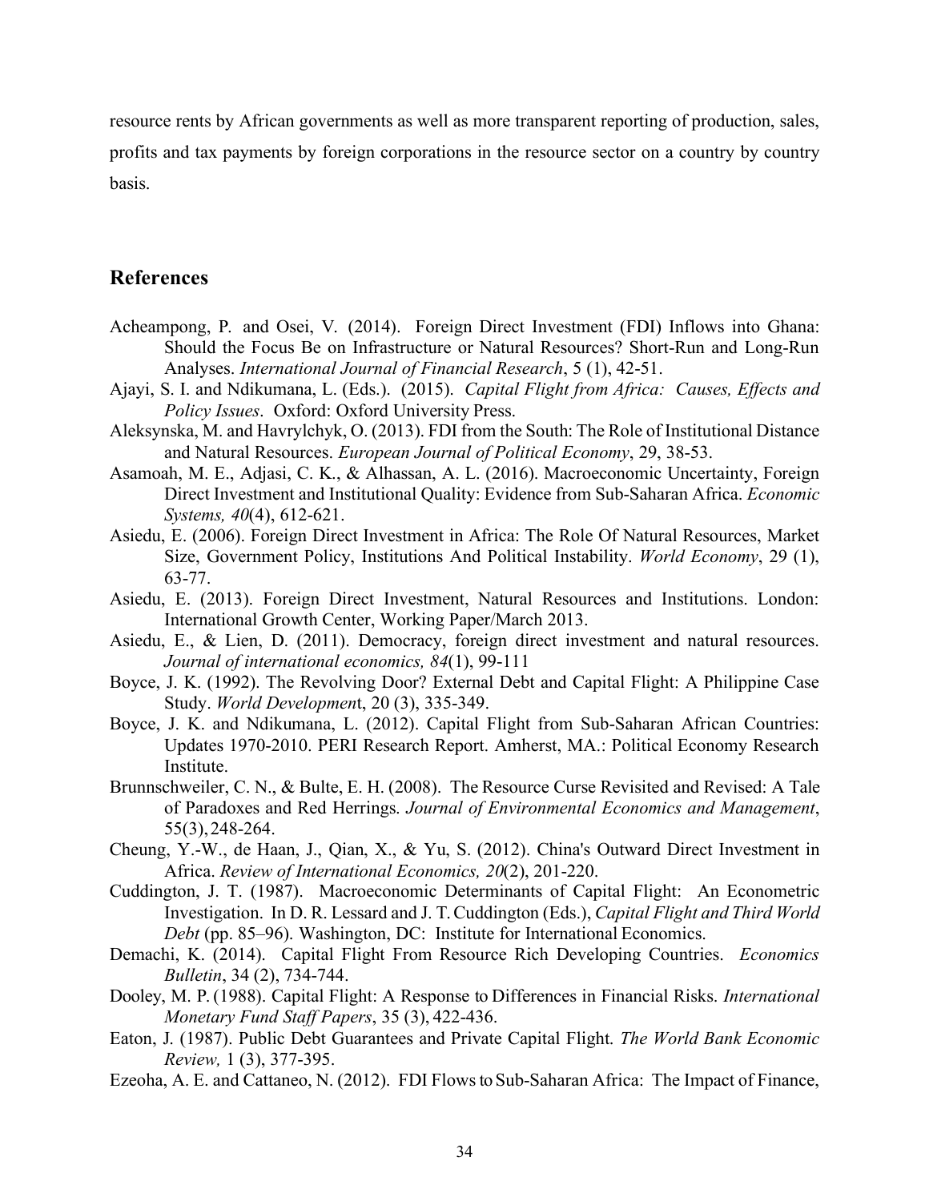resource rents by African governments as well as more transparent reporting of production, sales, profits and tax payments by foreign corporations in the resource sector on a country by country basis.

## References

Acheampong, P. and Osei, V. (2014). Foreign Direct Investment (FDI) Inflows into Ghana: Should the Focus Be on Infrastructure or Natural Resources? Short-Run and Long-Run Analyses. *International Journal of Financial Research*, 5 (1), 42-51.

Ajayi, S. I. and Ndikumana, L. (Eds.). (2015). *Capital Flight from Africa: Causes, Effects and Policy Issues*. Oxford: Oxford University Press.

Aleksynska, M. and Havrylchyk, O. (2013). FDI from the South: The Role of Institutional Distance and Natural Resources. *European Journal of Political Economy*, 29, 38-53.

Asamoah, M. E., Adjasi, C. K., & Alhassan, A. L. (2016). Macroeconomic Uncertainty, Foreign Direct Investment and Institutional Quality: Evidence from Sub-Saharan Africa. *Economic Systems, 40*(4), 612-621.

Asiedu, E. (2006). Foreign Direct Investment in Africa: The Role Of Natural Resources, Market Size, Government Policy, Institutions And Political Instability. *World Economy*, 29 (1), 63-77.

Asiedu, E. (2013). Foreign Direct Investment, Natural Resources and Institutions. London: International Growth Center, Working Paper/March 2013.

Asiedu, E., & Lien, D. (2011). Democracy, foreign direct investment and natural resources. *Journal of international economics, 84*(1), 99-111

Boyce, J. K. (1992). The Revolving Door? External Debt and Capital Flight: A Philippine Case Study. *World Development*, 20 (3), 335-349.

Boyce, J. K. and Ndikumana, L. (2012). Capital Flight from Sub-Saharan African Countries: Updates 1970-2010. PERI Research Report. Amherst, MA.: Political Economy Research Institute.

Brunnschweiler, C. N., & Bulte, E. H. (2008). The Resource Curse Revisited and Revised: A Tale of Paradoxes and Red Herrings. *Journal of Environmental Economics and Management*, 55(3), 248-264.

Cheung, Y.-W., de Haan, J., Qian, X., & Yu, S. (2012). China's Outward Direct Investment in Africa. *Review of International Economics, 20*(2), 201-220.

Cuddington, J. T. (1987). Macroeconomic Determinants of Capital Flight: An Econometric Investigation. In D. R. Lessard and J. T. Cuddington (Eds.), *Capital Flight and Third World Debt* (pp. 85–96). Washington, DC: Institute for International Economics.

Demachi, K. (2014). Capital Flight From Resource Rich Developing Countries. *Economics Bulletin*, 34 (2), 734-744.

Dooley, M. P. (1988). Capital Flight: A Response to Differences in Financial Risks. *International Monetary Fund Staff Papers*, 35 (3), 422-436.

Eaton, J. (1987). Public Debt Guarantees and Private Capital Flight. *The World Bank Economic Review,* 1 (3), 377-395.

Ezeoha, A. E. and Cattaneo, N. (2012). FDI Flows to Sub-Saharan Africa: The Impact of Finance,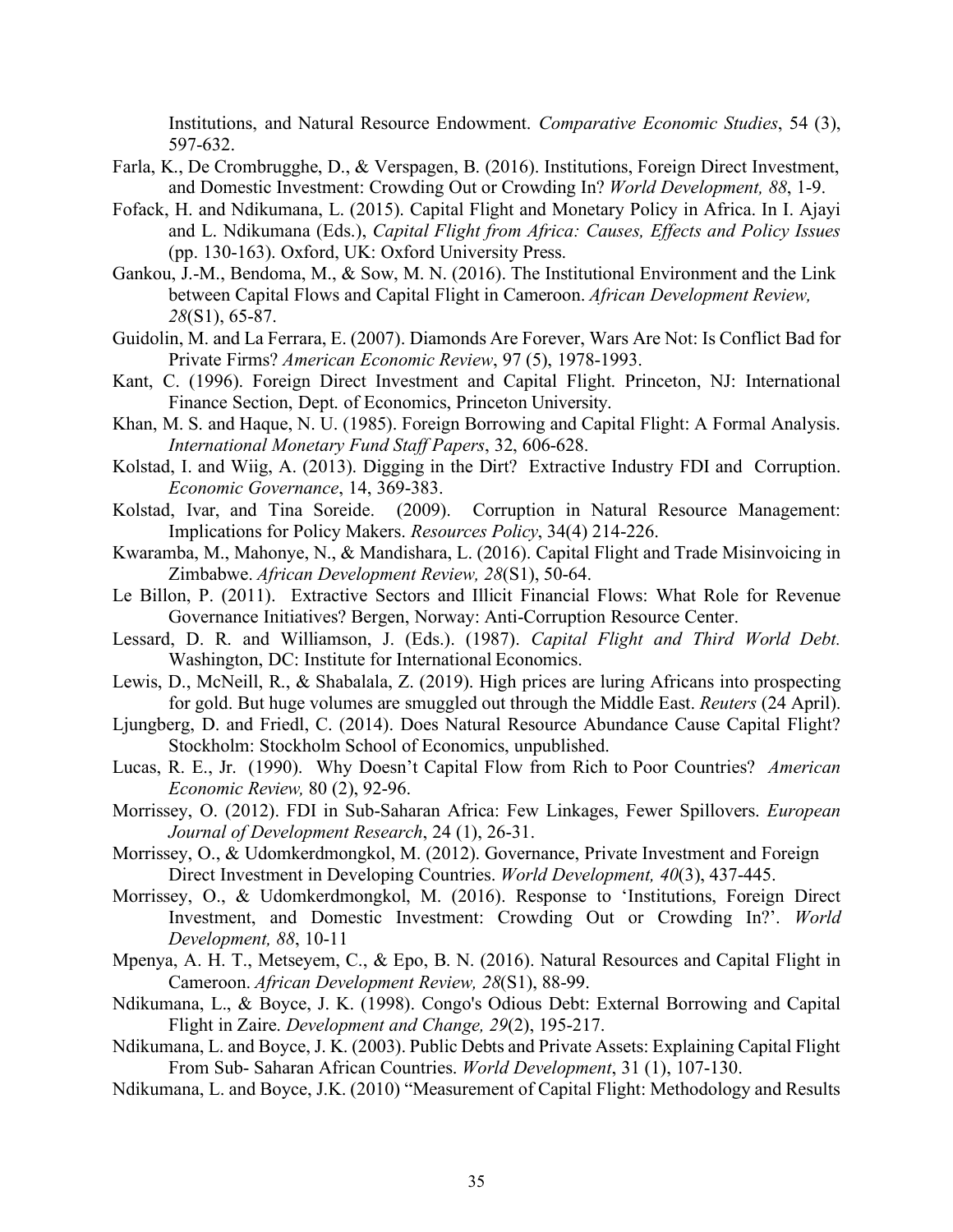Institutions, and Natural Resource Endowment. *Comparative Economic Studies*, 54 (3), 597-632.

Farla, K., De Crombrugghe, D., & Verspagen, B. (2016). Institutions, Foreign Direct Investment, and Domestic Investment: Crowding Out or Crowding In? *World Development, 88*, 1-9.

Fofack, H. and Ndikumana, L. (2015). Capital Flight and Monetary Policy in Africa. In I. Ajayi and L. Ndikumana (Eds.), *Capital Flight from Africa: Causes, Effects and Policy Issues* (pp. 130-163). Oxford, UK: Oxford University Press.

Gankou, J.-M., Bendoma, M., & Sow, M. N. (2016). The Institutional Environment and the Link between Capital Flows and Capital Flight in Cameroon. *African Development Review, 28*(S1), 65-87.

Guidolin, M. and La Ferrara, E. (2007). Diamonds Are Forever, Wars Are Not: Is Conflict Bad for Private Firms? *American Economic Review*, 97 (5), 1978-1993.

Kant, C. (1996). Foreign Direct Investment and Capital Flight. Princeton, NJ: International Finance Section, Dept. of Economics, Princeton University.

Khan, M. S. and Haque, N. U. (1985). Foreign Borrowing and Capital Flight: A Formal Analysis. *International Monetary Fund Staff Papers*, 32, 606-628.

Kolstad, I. and Wiig, A. (2013). Digging in the Dirt? Extractive Industry FDI and Corruption. *Economic Governance*, 14, 369-383.

Kolstad, Ivar, and Tina Soreide. (2009). Corruption in Natural Resource Management: Implications for Policy Makers. *Resources Policy*, 34(4) 214-226.

Kwaramba, M., Mahonye, N., & Mandishara, L. (2016). Capital Flight and Trade Misinvoicing in Zimbabwe. *African Development Review, 28*(S1), 50-64.

Le Billon, P. (2011). Extractive Sectors and Illicit Financial Flows: What Role for Revenue Governance Initiatives? Bergen, Norway: Anti-Corruption Resource Center.

Lessard, D. R. and Williamson, J. (Eds.). (1987). *Capital Flight and Third World Debt.* Washington, DC: Institute for International Economics.

Lewis, D., McNeill, R., & Shabalala, Z. (2019). High prices are luring Africans into prospecting for gold. But huge volumes are smuggled out through the Middle East. *Reuters* (24 April).

Ljungberg, D. and Friedl, C. (2014). Does Natural Resource Abundance Cause Capital Flight? Stockholm: Stockholm School of Economics, unpublished.

Lucas, R. E., Jr. (1990). Why Doesn't Capital Flow from Rich to Poor Countries? *American Economic Review,* 80 (2), 92-96.

Morrissey, O. (2012). FDI in Sub-Saharan Africa: Few Linkages, Fewer Spillovers. *European Journal of Development Research*, 24 (1), 26-31.

Morrissey, O., & Udomkerdmongkol, M. (2012). Governance, Private Investment and Foreign Direct Investment in Developing Countries. *World Development, 40*(3), 437-445.

Morrissey, O., & Udomkerdmongkol, M. (2016). Response to 'Institutions, Foreign Direct Investment, and Domestic Investment: Crowding Out or Crowding In?'. *World Development, 88*, 10-11

Mpenya, A. H. T., Metseyem, C., & Epo, B. N. (2016). Natural Resources and Capital Flight in Cameroon. *African Development Review, 28*(S1), 88-99.

Ndikumana, L., & Boyce, J. K. (1998). Congo's Odious Debt: External Borrowing and Capital Flight in Zaire. *Development and Change, 29*(2), 195-217.

Ndikumana, L. and Boyce, J. K. (2003). Public Debts and Private Assets: Explaining Capital Flight From Sub- Saharan African Countries. *World Development*, 31 (1), 107-130.

Ndikumana, L. and Boyce, J.K. (2010) "Measurement of Capital Flight: Methodology and Results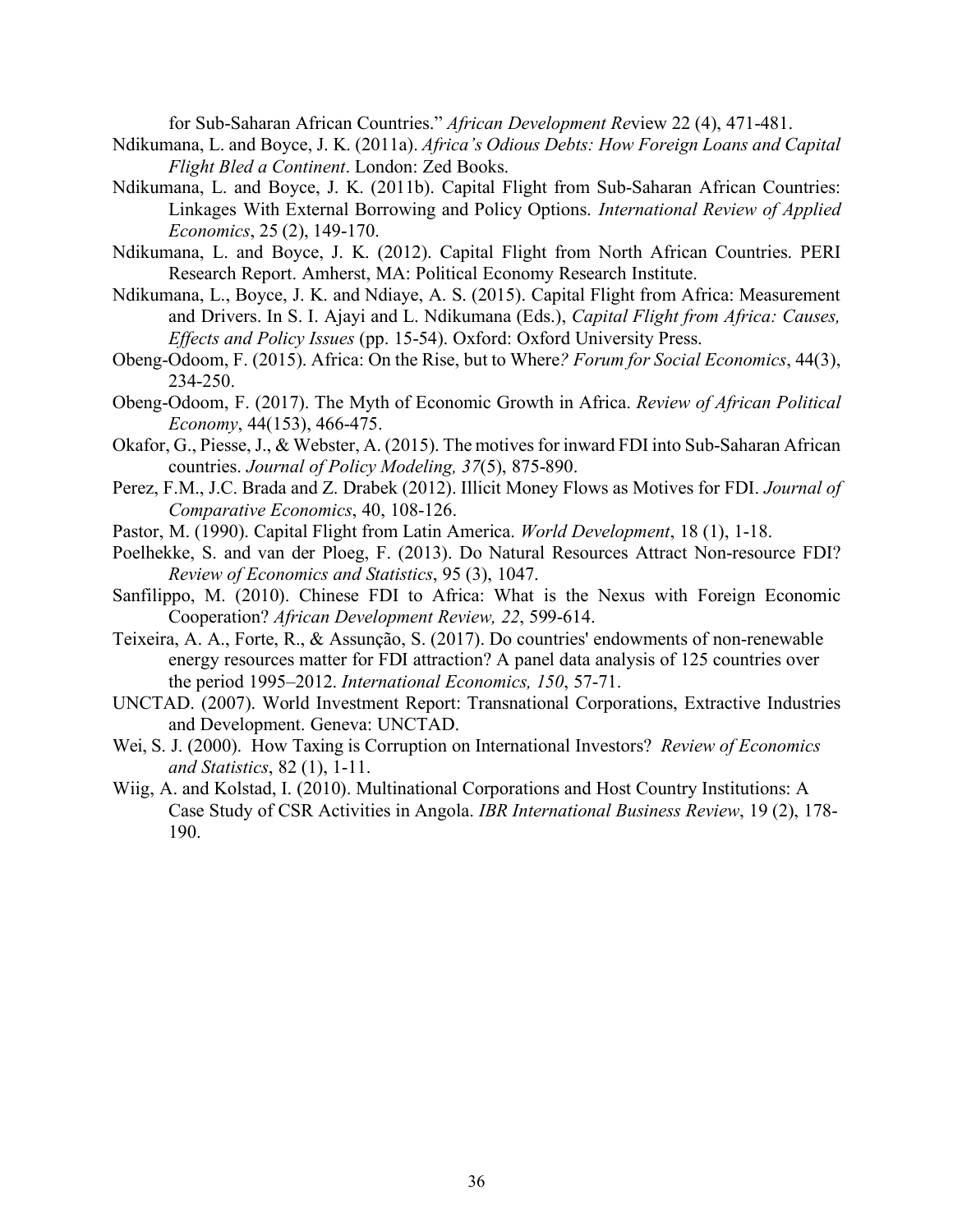for Sub-Saharan African Countries." *African Development Re*view 22 (4), 471-481.

Ndikumana, L. and Boyce, J. K. (2011a). *Africa's Odious Debts: How Foreign Loans and Capital Flight Bled a Continent*. London: Zed Books.

Ndikumana, L. and Boyce, J. K. (2011b). Capital Flight from Sub-Saharan African Countries: Linkages With External Borrowing and Policy Options. *International Review of Applied Economics*, 25 (2), 149-170.

Ndikumana, L. and Boyce, J. K. (2012). Capital Flight from North African Countries. PERI Research Report. Amherst, MA: Political Economy Research Institute.

Ndikumana, L., Boyce, J. K. and Ndiaye, A. S. (2015). Capital Flight from Africa: Measurement and Drivers. In S. I. Ajayi and L. Ndikumana (Eds.), *Capital Flight from Africa: Causes, Effects and Policy Issues* (pp. 15-54). Oxford: Oxford University Press.

Obeng-Odoom, F. (2015). Africa: On the Rise, but to Where*? Forum for Social Economics*, 44(3), 234-250.

Obeng-Odoom, F. (2017). The Myth of Economic Growth in Africa. *Review of African Political Economy*, 44(153), 466-475.

Okafor, G., Piesse, J., & Webster, A. (2015). The motives for inward FDI into Sub-Saharan African countries. *Journal of Policy Modeling, 37*(5), 875-890.

Perez, F.M., J.C. Brada and Z. Drabek (2012). Illicit Money Flows as Motives for FDI. *Journal of Comparative Economics*, 40, 108-126.

Pastor, M. (1990). Capital Flight from Latin America. *World Development*, 18 (1), 1-18.

Poelhekke, S. and van der Ploeg, F. (2013). Do Natural Resources Attract Non-resource FDI? *Review of Economics and Statistics*, 95 (3), 1047.

Sanfilippo, M. (2010). Chinese FDI to Africa: What is the Nexus with Foreign Economic Cooperation? *African Development Review, 22*, 599-614.

Teixeira, A. A., Forte, R., & Assunção, S. (2017). Do countries' endowments of non-renewable energy resources matter for FDI attraction? A panel data analysis of 125 countries over the period 1995–2012. *International Economics, 150*, 57-71.

UNCTAD. (2007). World Investment Report: Transnational Corporations, Extractive Industries and Development. Geneva: UNCTAD.

Wei, S. J. (2000). How Taxing is Corruption on International Investors? *Review of Economics and Statistics*, 82 (1), 1-11.

Wiig, A. and Kolstad, I. (2010). Multinational Corporations and Host Country Institutions: A Case Study of CSR Activities in Angola. *IBR International Business Review*, 19 (2), 178-190.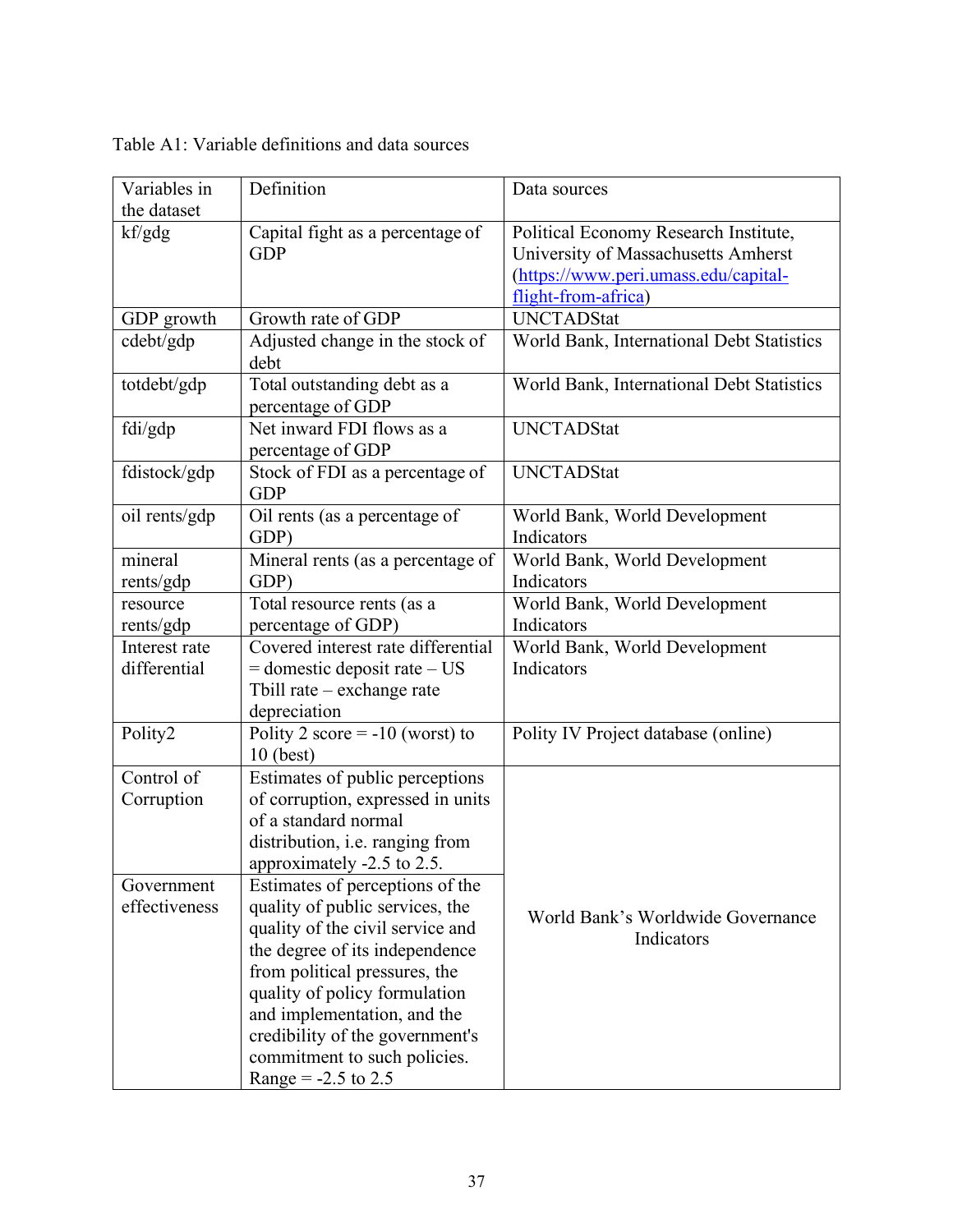Table A1: Variable definitions and data sources

| Variables in the dataset | Definition | Data sources |
|---|---|---|
| kf/gdg | Capital fight as a percentage of GDP | Political Economy Research Institute, University of Massachusetts Amherst (https://www.peri.umass.edu/capital-flight-from-africa) |
| GDP growth | Growth rate of GDP | UNCTADStat |
| cdebt/gdp | Adjusted change in the stock of debt | World Bank, International Debt Statistics |
| totdebt/gdp | Total outstanding debt as a percentage of GDP | World Bank, International Debt Statistics |
| fdi/gdp | Net inward FDI flows as a percentage of GDP | UNCTADStat |
| fdistock/gdp | Stock of FDI as a percentage of GDP | UNCTADStat |
| oil rents/gdp | Oil rents (as a percentage of GDP) | World Bank, World Development Indicators |
| mineral rents/gdp | Mineral rents (as a percentage of GDP) | World Bank, World Development Indicators |
| resource rents/gdp | Total resource rents (as a percentage of GDP) | World Bank, World Development Indicators |
| Interest rate differential | Covered interest rate differential = domestic deposit rate – US Tbill rate – exchange rate depreciation | World Bank, World Development Indicators |
| Polity2 | Polity 2 score = -10 (worst) to 10 (best) | Polity IV Project database (online) |
| Control of Corruption | Estimates of public perceptions of corruption, expressed in units of a standard normal distribution, i.e. ranging from approximately -2.5 to 2.5. | World Bank's Worldwide Governance Indicators |
| Government effectiveness | Estimates of perceptions of the quality of public services, the quality of the civil service and the degree of its independence from political pressures, the quality of policy formulation and implementation, and the credibility of the government's commitment to such policies. Range = -2.5 to 2.5 | |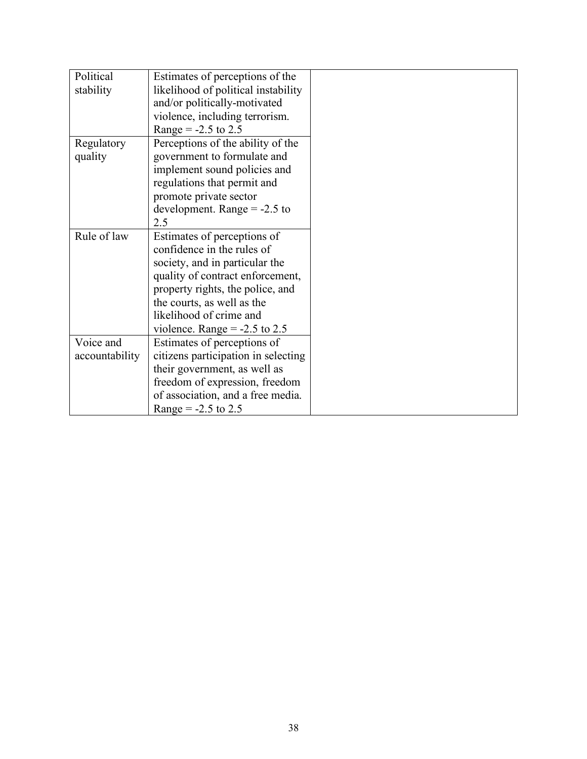| | | |
|---|---|---|
| Political stability | Estimates of perceptions of the likelihood of political instability and/or politically-motivated violence, including terrorism. Range = -2.5 to 2.5 | |
| Regulatory quality | Perceptions of the ability of the government to formulate and implement sound policies and regulations that permit and promote private sector development. Range = -2.5 to 2.5 | |
| Rule of law | Estimates of perceptions of confidence in the rules of society, and in particular the quality of contract enforcement, property rights, the police, and the courts, as well as the likelihood of crime and violence. Range = -2.5 to 2.5 | |
| Voice and accountability | Estimates of perceptions of citizens participation in selecting their government, as well as freedom of expression, freedom of association, and a free media. Range = -2.5 to 2.5 | |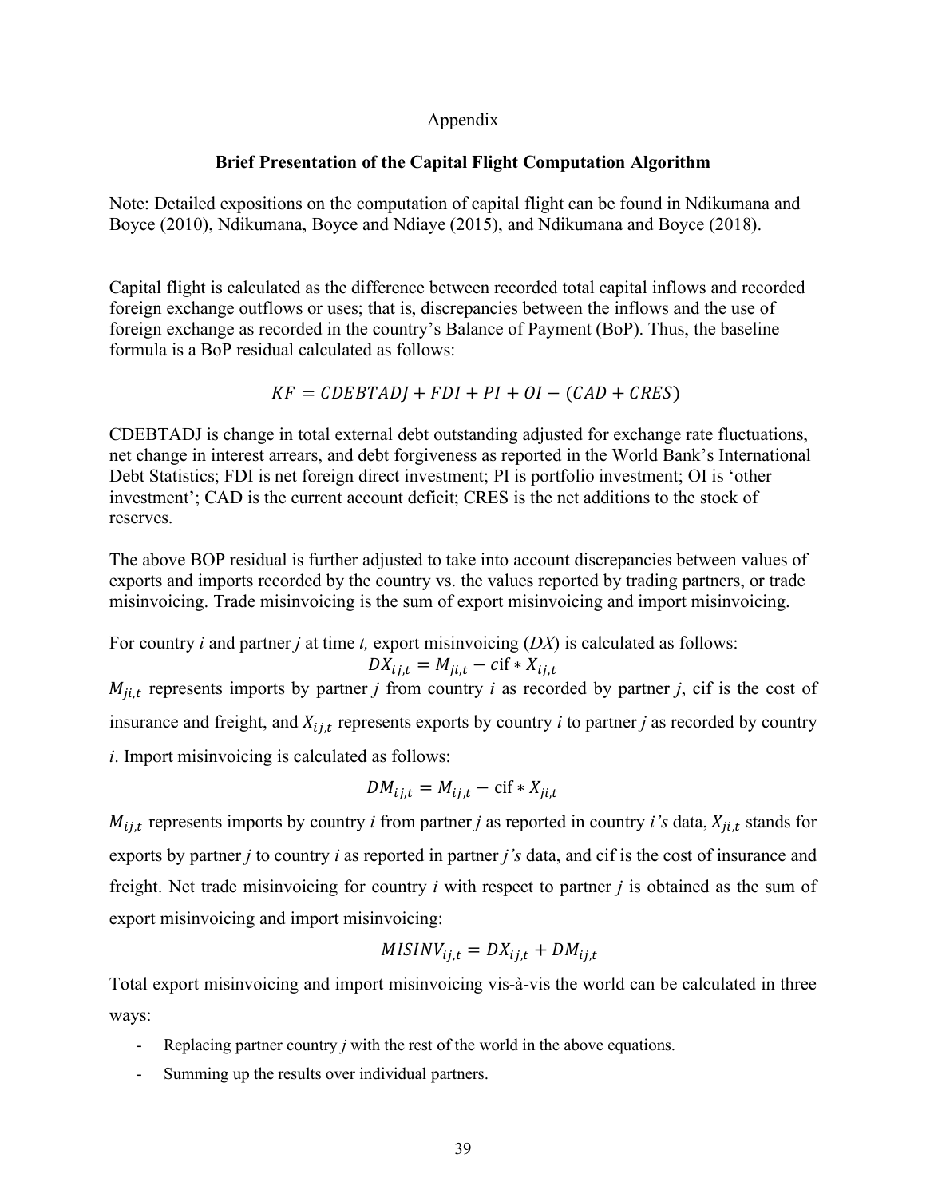Appendix

## Brief Presentation of the Capital Flight Computation Algorithm

Note: Detailed expositions on the computation of capital flight can be found in Ndikumana and Boyce (2010), Ndikumana, Boyce and Ndiaye (2015), and Ndikumana and Boyce (2018).

Capital flight is calculated as the difference between recorded total capital inflows and recorded foreign exchange outflows or uses; that is, discrepancies between the inflows and the use of foreign exchange as recorded in the country's Balance of Payment (BoP). Thus, the baseline formula is a BoP residual calculated as follows:

$$KF = CDEBTADJ + FDI + PI + OI - (CAD + CRES)$$

CDEBTADJ is change in total external debt outstanding adjusted for exchange rate fluctuations, net change in interest arrears, and debt forgiveness as reported in the World Bank's International Debt Statistics; FDI is net foreign direct investment; PI is portfolio investment; OI is 'other investment'; CAD is the current account deficit; CRES is the net additions to the stock of reserves.

The above BOP residual is further adjusted to take into account discrepancies between values of exports and imports recorded by the country vs. the values reported by trading partners, or trade misinvoicing. Trade misinvoicing is the sum of export misinvoicing and import misinvoicing.

For country *i* and partner *j* at time *t,* export misinvoicing (*DX*) is calculated as follows:

$$DX_{ij,t} = M_{ji,t} - c\text{if} * X_{ij,t}$$

$M_{ji,t}$ represents imports by partner *j* from country *i* as recorded by partner *j*, cif is the cost of insurance and freight, and $X_{ij,t}$ represents exports by country *i* to partner *j* as recorded by country *i*. Import misinvoicing is calculated as follows:

$$DM_{ij,t} = M_{ij,t} - \text{cif} * X_{ji,t}$$

$M_{ij,t}$ represents imports by country *i* from partner *j* as reported in country *i's* data, $X_{ji,t}$ stands for exports by partner *j* to country *i* as reported in partner *j's* data, and cif is the cost of insurance and freight. Net trade misinvoicing for country *i* with respect to partner *j* is obtained as the sum of export misinvoicing and import misinvoicing:

$$MISINV_{ij,t} = DX_{ij,t} + DM_{ij,t}$$

Total export misinvoicing and import misinvoicing vis-à-vis the world can be calculated in three ways:

- Replacing partner country *j* with the rest of the world in the above equations.
- Summing up the results over individual partners.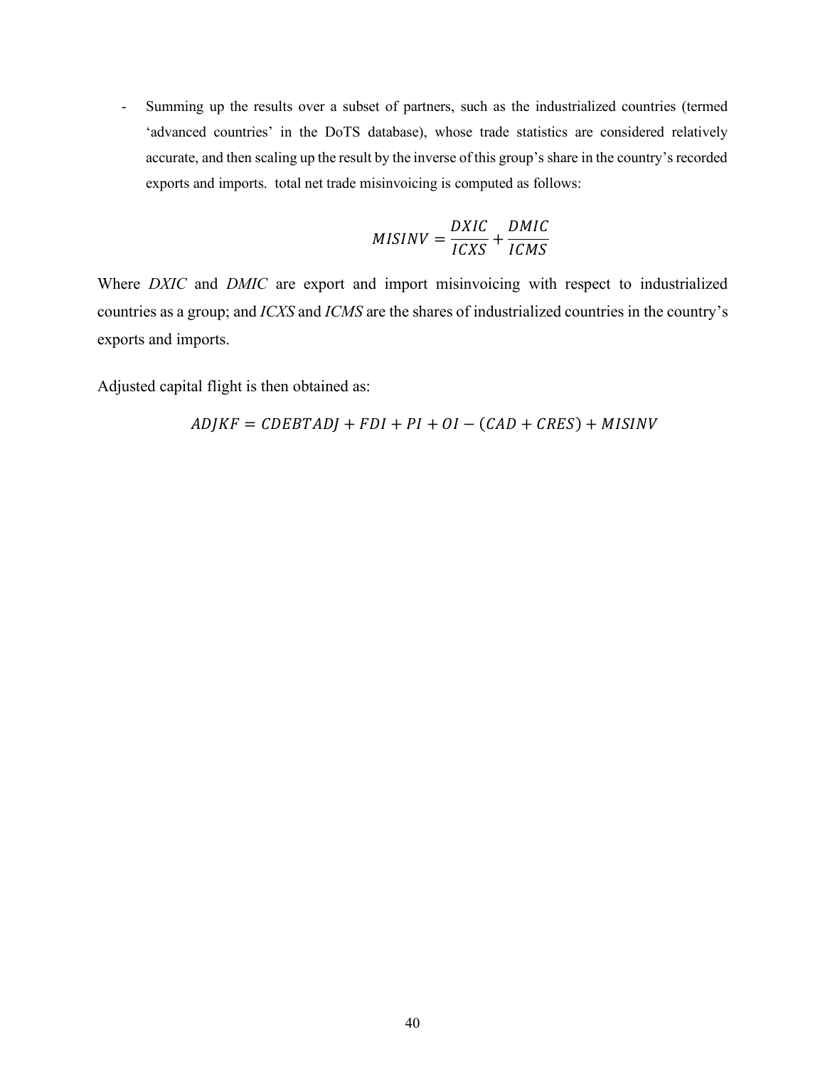- Summing up the results over a subset of partners, such as the industrialized countries (termed 'advanced countries' in the DoTS database), whose trade statistics are considered relatively accurate, and then scaling up the result by the inverse of this group's share in the country's recorded exports and imports. total net trade misinvoicing is computed as follows:

$$MISINV = \frac{DXIC}{ICXS} + \frac{DMIC}{ICMS}$$

Where *DXIC* and *DMIC* are export and import misinvoicing with respect to industrialized countries as a group; and *ICXS* and *ICMS* are the shares of industrialized countries in the country's exports and imports.

Adjusted capital flight is then obtained as:

$$ADJKF = CDEBTADJ + FDI + PI + OI - (CAD + CRES) + MISINV$$